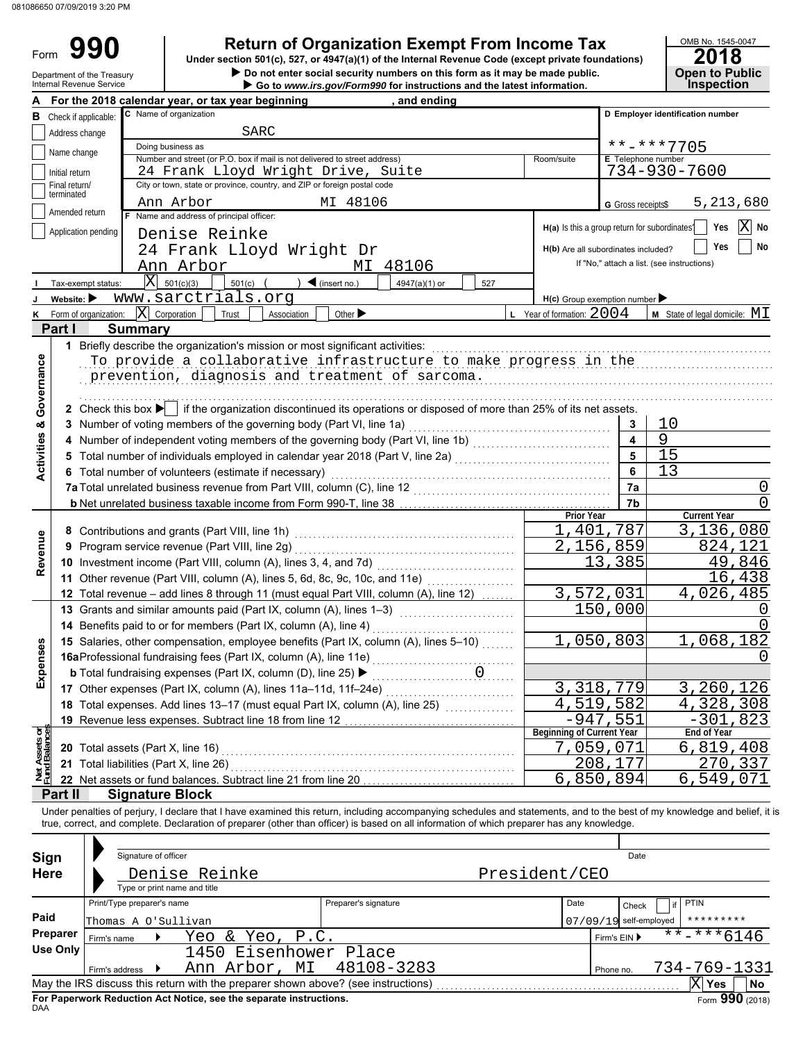081086650 07/09/2019 3:20 PM

# Form 990 — Return of Organization Exempt From Income Tax

**Under section 501(c), 527, or 4947(a)(1) of the Internal Revenue Code (except private foundations)**

▶ Do not enter social security numbers on this form as it may be made public.
▶ Go to www.irs.gov/Form990 for instructions and the latest information.

Department of the Treasury
Internal Revenue Service

OMB No. 1545-0047
**2018**
**Open to Public Inspection**

**A** For the 2018 calendar year, or tax year beginning , and ending

**B** Check if applicable:
- Address change
- Name change
- Initial return
- Final return/terminated
- Amended return
- Application pending

**C** Name of organization: SARC

Doing business as

Number and street (or P.O. box if mail is not delivered to street address): 24 Frank Lloyd Wright Drive, Suite | Room/suite

City or town, state or province, country, and ZIP or foreign postal code: Ann Arbor MI 48106

**D** Employer identification number: **-***7705

**E** Telephone number: 734-930-7600

**G** Gross receipts$ 5,213,680

**F** Name and address of principal officer:
Denise Reinke
24 Frank Lloyd Wright Dr
Ann Arbor MI 48106

**H(a)** Is this a group return for subordinates? Yes [X] No

**H(b)** Are all subordinates included? Yes No
If "No," attach a list. (see instructions)

**I** Tax-exempt status: [X] 501(c)(3) 501(c) ( ) ◀ (insert no.) 4947(a)(1) or 527

**J** Website: ▶ www.sarctrials.org

**H(c)** Group exemption number ▶

**K** Form of organization: [X] Corporation Trust Association Other ▶

**L** Year of formation: 2004

**M** State of legal domicile: MI

## Part I Summary

### Activities & Governance

1 Briefly describe the organization's mission or most significant activities:
To provide a collaborative infrastructure to make progress in the prevention, diagnosis and treatment of sarcoma.

2 Check this box ▶ [ ] if the organization discontinued its operations or disposed of more than 25% of its net assets.

| | | Line | Value |
|---|---|---|---|
| 3 | Number of voting members of the governing body (Part VI, line 1a) | 3 | 10 |
| 4 | Number of independent voting members of the governing body (Part VI, line 1b) | 4 | 9 |
| 5 | Total number of individuals employed in calendar year 2018 (Part V, line 2a) | 5 | 15 |
| 6 | Total number of volunteers (estimate if necessary) | 6 | 13 |
| 7a | Total unrelated business revenue from Part VIII, column (C), line 12 | 7a | 0 |
| b | Net unrelated business taxable income from Form 990-T, line 38 | 7b | 0 |

### Revenue

| | | Prior Year | Current Year |
|---|---|---|---|
| 8 | Contributions and grants (Part VIII, line 1h) | 1,401,787 | 3,136,080 |
| 9 | Program service revenue (Part VIII, line 2g) | 2,156,859 | 824,121 |
| 10 | Investment income (Part VIII, column (A), lines 3, 4, and 7d) | 13,385 | 49,846 |
| 11 | Other revenue (Part VIII, column (A), lines 5, 6d, 8c, 9c, 10c, and 11e) | | 16,438 |
| 12 | Total revenue – add lines 8 through 11 (must equal Part VIII, column (A), line 12) | 3,572,031 | 4,026,485 |

### Expenses

| | | Prior Year | Current Year |
|---|---|---|---|
| 13 | Grants and similar amounts paid (Part IX, column (A), lines 1–3) | 150,000 | 0 |
| 14 | Benefits paid to or for members (Part IX, column (A), line 4) | | 0 |
| 15 | Salaries, other compensation, employee benefits (Part IX, column (A), lines 5–10) | 1,050,803 | 1,068,182 |
| 16a | Professional fundraising fees (Part IX, column (A), line 11e) | | 0 |
| b | Total fundraising expenses (Part IX, column (D), line 25) ▶ 0 | | |
| 17 | Other expenses (Part IX, column (A), lines 11a–11d, 11f–24e) | 3,318,779 | 3,260,126 |
| 18 | Total expenses. Add lines 13–17 (must equal Part IX, column (A), line 25) | 4,519,582 | 4,328,308 |
| 19 | Revenue less expenses. Subtract line 18 from line 12 | -947,551 | -301,823 |

### Net Assets or Fund Balances

| | | Beginning of Current Year | End of Year |
|---|---|---|---|
| 20 | Total assets (Part X, line 16) | 7,059,071 | 6,819,408 |
| 21 | Total liabilities (Part X, line 26) | 208,177 | 270,337 |
| 22 | Net assets or fund balances. Subtract line 21 from line 20 | 6,850,894 | 6,549,071 |

## Part II Signature Block

Under penalties of perjury, I declare that I have examined this return, including accompanying schedules and statements, and to the best of my knowledge and belief, it is true, correct, and complete. Declaration of preparer (other than officer) is based on all information of which preparer has any knowledge.

**Sign Here**

Signature of officer | Date

Denise Reinke — President/CEO
Type or print name and title

**Paid Preparer Use Only**

| Print/Type preparer's name | Preparer's signature | Date | Check if self-employed | PTIN |
|---|---|---|---|---|
| Thomas A O'Sullivan | | 07/09/19 | | ********* |

Firm's name ▶ Yeo & Yeo, P.C. — Firm's EIN ▶ **-***6146

Firm's address ▶ 1450 Eisenhower Place, Ann Arbor, MI 48108-3283 — Phone no. 734-769-1331

May the IRS discuss this return with the preparer shown above? (see instructions) [X] Yes No

**For Paperwork Reduction Act Notice, see the separate instructions.**
DAA
Form **990** (2018)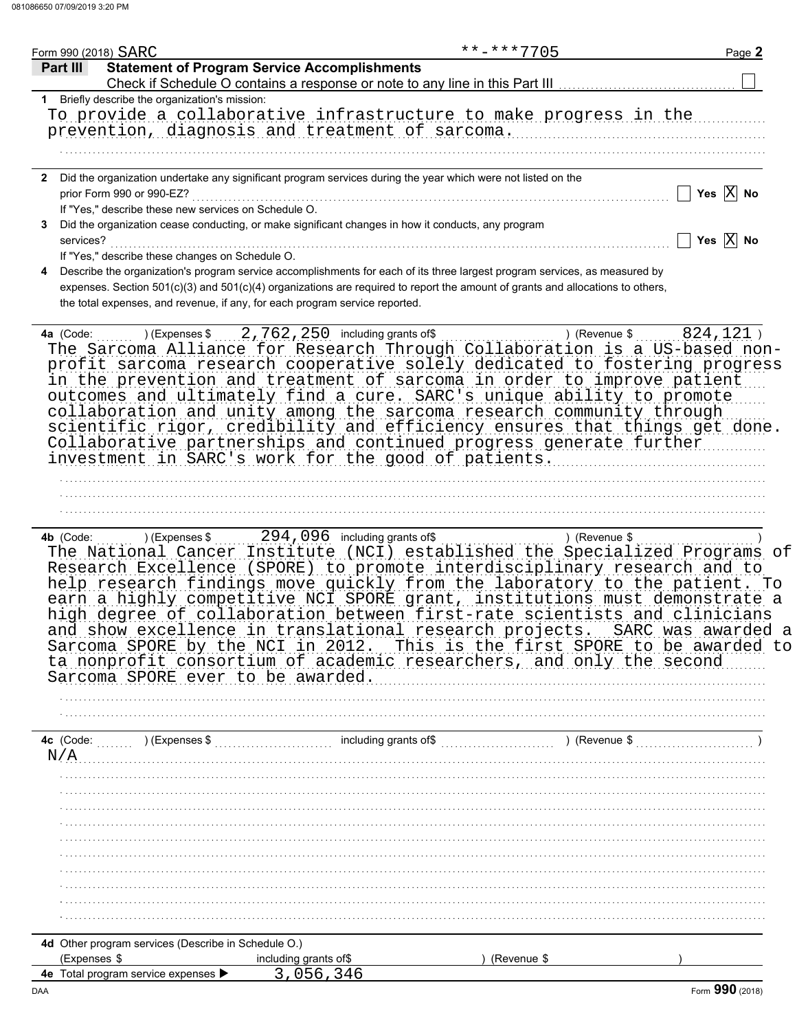Form 990 (2018) SARC **-***7705

## Part III Statement of Program Service Accomplishments

Check if Schedule O contains a response or note to any line in this Part III ☐

**1** Briefly describe the organization's mission:

To provide a collaborative infrastructure to make progress in the prevention, diagnosis and treatment of sarcoma.

**2** Did the organization undertake any significant program services during the year which were not listed on the prior Form 990 or 990-EZ? ☐ Yes ☒ No

If "Yes," describe these new services on Schedule O.

**3** Did the organization cease conducting, or make significant changes in how it conducts, any program services? ☐ Yes ☒ No

If "Yes," describe these changes on Schedule O.

**4** Describe the organization's program service accomplishments for each of its three largest program services, as measured by expenses. Section 501(c)(3) and 501(c)(4) organizations are required to report the amount of grants and allocations to others, the total expenses, and revenue, if any, for each program service reported.

**4a** (Code: ) (Expenses $ 2,762,250 including grants of$ ) (Revenue $ 824,121 )

The Sarcoma Alliance for Research Through Collaboration is a US-based non-profit sarcoma research cooperative solely dedicated to fostering progress in the prevention and treatment of sarcoma in order to improve patient outcomes and ultimately find a cure. SARC's unique ability to promote collaboration and unity among the sarcoma research community through scientific rigor, credibility and efficiency ensures that things get done. Collaborative partnerships and continued progress generate further investment in SARC's work for the good of patients.

**4b** (Code: ) (Expenses $ 294,096 including grants of$ ) (Revenue $ )

The National Cancer Institute (NCI) established the Specialized Programs of Research Excellence (SPORE) to promote interdisciplinary research and to help research findings move quickly from the laboratory to the patient. To earn a highly competitive NCI SPORE grant, institutions must demonstrate a high degree of collaboration between first-rate scientists and clinicians and show excellence in translational research projects. SARC was awarded a Sarcoma SPORE by the NCI in 2012. This is the first SPORE to be awarded to ta nonprofit consortium of academic researchers, and only the second Sarcoma SPORE ever to be awarded.

**4c** (Code: ) (Expenses $ including grants of$ ) (Revenue $ )

N/A

**4d** Other program services (Describe in Schedule O.)

(Expenses $ including grants of$ ) (Revenue $ )

**4e** Total program service expenses ▶ 3,056,346

Form **990** (2018)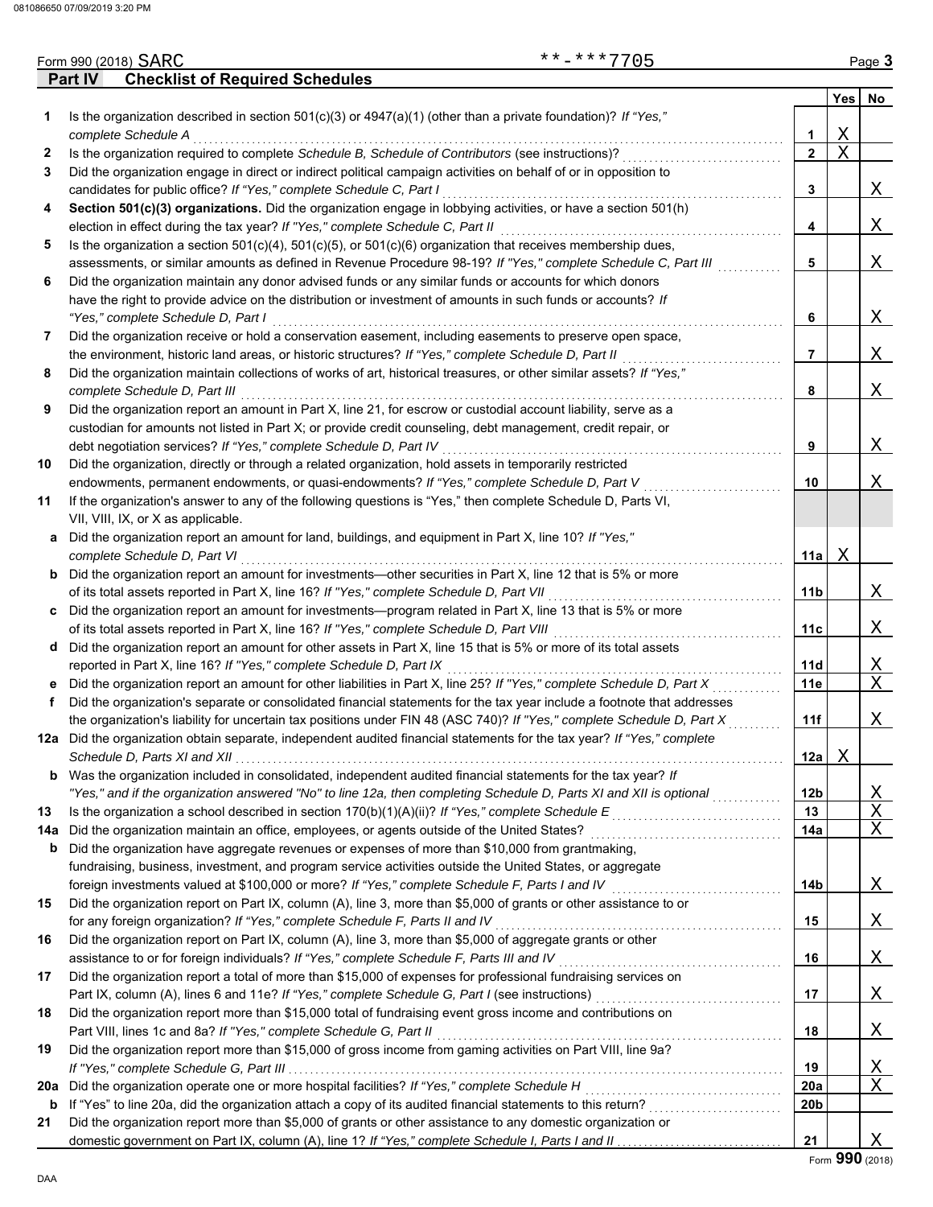Form 990 (2018) SARC **-***7705 Page 3

## Part IV Checklist of Required Schedules

| | | | Yes | No |
|---|---|---|---|---|
| 1 | Is the organization described in section 501(c)(3) or 4947(a)(1) (other than a private foundation)? *If "Yes," complete Schedule A* | 1 | X | |
| 2 | Is the organization required to complete *Schedule B, Schedule of Contributors* (see instructions)? | 2 | X | |
| 3 | Did the organization engage in direct or indirect political campaign activities on behalf of or in opposition to candidates for public office? *If "Yes," complete Schedule C, Part I* | 3 | | X |
| 4 | **Section 501(c)(3) organizations.** Did the organization engage in lobbying activities, or have a section 501(h) election in effect during the tax year? *If "Yes," complete Schedule C, Part II* | 4 | | X |
| 5 | Is the organization a section 501(c)(4), 501(c)(5), or 501(c)(6) organization that receives membership dues, assessments, or similar amounts as defined in Revenue Procedure 98-19? *If "Yes," complete Schedule C, Part III* | 5 | | X |
| 6 | Did the organization maintain any donor advised funds or any similar funds or accounts for which donors have the right to provide advice on the distribution or investment of amounts in such funds or accounts? *If "Yes," complete Schedule D, Part I* | 6 | | X |
| 7 | Did the organization receive or hold a conservation easement, including easements to preserve open space, the environment, historic land areas, or historic structures? *If "Yes," complete Schedule D, Part II* | 7 | | X |
| 8 | Did the organization maintain collections of works of art, historical treasures, or other similar assets? *If "Yes," complete Schedule D, Part III* | 8 | | X |
| 9 | Did the organization report an amount in Part X, line 21, for escrow or custodial account liability, serve as a custodian for amounts not listed in Part X; or provide credit counseling, debt management, credit repair, or debt negotiation services? *If "Yes," complete Schedule D, Part IV* | 9 | | X |
| 10 | Did the organization, directly or through a related organization, hold assets in temporarily restricted endowments, permanent endowments, or quasi-endowments? *If "Yes," complete Schedule D, Part V* | 10 | | X |
| 11 | If the organization's answer to any of the following questions is "Yes," then complete Schedule D, Parts VI, VII, VIII, IX, or X as applicable. | | | |
| a | Did the organization report an amount for land, buildings, and equipment in Part X, line 10? *If "Yes," complete Schedule D, Part VI* | 11a | X | |
| b | Did the organization report an amount for investments—other securities in Part X, line 12 that is 5% or more of its total assets reported in Part X, line 16? *If "Yes," complete Schedule D, Part VII* | 11b | | X |
| c | Did the organization report an amount for investments—program related in Part X, line 13 that is 5% or more of its total assets reported in Part X, line 16? *If "Yes," complete Schedule D, Part VIII* | 11c | | X |
| d | Did the organization report an amount for other assets in Part X, line 15 that is 5% or more of its total assets reported in Part X, line 16? *If "Yes," complete Schedule D, Part IX* | 11d | | X |
| e | Did the organization report an amount for other liabilities in Part X, line 25? *If "Yes," complete Schedule D, Part X* | 11e | | X |
| f | Did the organization's separate or consolidated financial statements for the tax year include a footnote that addresses the organization's liability for uncertain tax positions under FIN 48 (ASC 740)? *If "Yes," complete Schedule D, Part X* | 11f | | X |
| 12a | Did the organization obtain separate, independent audited financial statements for the tax year? *If "Yes," complete Schedule D, Parts XI and XII* | 12a | X | |
| b | Was the organization included in consolidated, independent audited financial statements for the tax year? *If "Yes," and if the organization answered "No" to line 12a, then completing Schedule D, Parts XI and XII is optional* | 12b | | X |
| 13 | Is the organization a school described in section 170(b)(1)(A)(ii)? *If "Yes," complete Schedule E* | 13 | | X |
| 14a | Did the organization maintain an office, employees, or agents outside of the United States? | 14a | | X |
| b | Did the organization have aggregate revenues or expenses of more than $10,000 from grantmaking, fundraising, business, investment, and program service activities outside the United States, or aggregate foreign investments valued at $100,000 or more? *If "Yes," complete Schedule F, Parts I and IV* | 14b | | X |
| 15 | Did the organization report on Part IX, column (A), line 3, more than $5,000 of grants or other assistance to or for any foreign organization? *If "Yes," complete Schedule F, Parts II and IV* | 15 | | X |
| 16 | Did the organization report on Part IX, column (A), line 3, more than $5,000 of aggregate grants or other assistance to or for foreign individuals? *If "Yes," complete Schedule F, Parts III and IV* | 16 | | X |
| 17 | Did the organization report a total of more than $15,000 of expenses for professional fundraising services on Part IX, column (A), lines 6 and 11e? *If "Yes," complete Schedule G, Part I* (see instructions) | 17 | | X |
| 18 | Did the organization report more than $15,000 total of fundraising event gross income and contributions on Part VIII, lines 1c and 8a? *If "Yes," complete Schedule G, Part II* | 18 | | X |
| 19 | Did the organization report more than $15,000 of gross income from gaming activities on Part VIII, line 9a? *If "Yes," complete Schedule G, Part III* | 19 | | X |
| 20a | Did the organization operate one or more hospital facilities? *If "Yes," complete Schedule H* | 20a | | X |
| b | If "Yes" to line 20a, did the organization attach a copy of its audited financial statements to this return? | 20b | | |
| 21 | Did the organization report more than $5,000 of grants or other assistance to any domestic organization or domestic government on Part IX, column (A), line 1? *If "Yes," complete Schedule I, Parts I and II* | 21 | | X |

Form **990** (2018)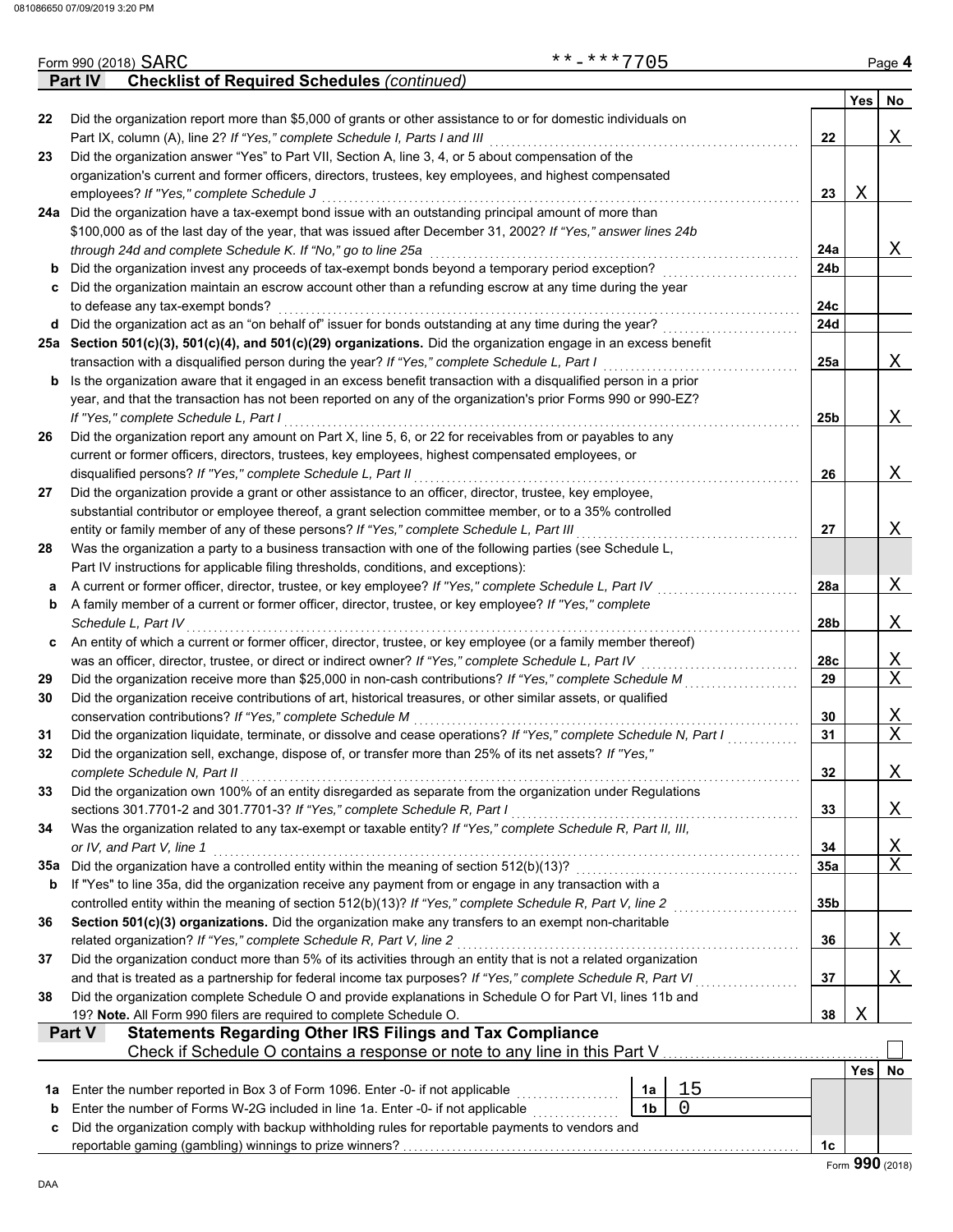Form 990 (2018) SARC **-***7705 Page 4

**Part IV Checklist of Required Schedules** *(continued)*

| | | | Yes | No |
|---|---|---|---|---|
| 22 | Did the organization report more than $5,000 of grants or other assistance to or for domestic individuals on Part IX, column (A), line 2? *If "Yes," complete Schedule I, Parts I and III* | 22 | | X |
| 23 | Did the organization answer "Yes" to Part VII, Section A, line 3, 4, or 5 about compensation of the organization's current and former officers, directors, trustees, key employees, and highest compensated employees? *If "Yes," complete Schedule J* | 23 | X | |
| 24a | Did the organization have a tax-exempt bond issue with an outstanding principal amount of more than $100,000 as of the last day of the year, that was issued after December 31, 2002? *If "Yes," answer lines 24b through 24d and complete Schedule K. If "No," go to line 25a* | 24a | | X |
| b | Did the organization invest any proceeds of tax-exempt bonds beyond a temporary period exception? | 24b | | |
| c | Did the organization maintain an escrow account other than a refunding escrow at any time during the year to defease any tax-exempt bonds? | 24c | | |
| d | Did the organization act as an "on behalf of" issuer for bonds outstanding at any time during the year? | 24d | | |
| 25a | **Section 501(c)(3), 501(c)(4), and 501(c)(29) organizations.** Did the organization engage in an excess benefit transaction with a disqualified person during the year? *If "Yes," complete Schedule L, Part I* | 25a | | X |
| b | Is the organization aware that it engaged in an excess benefit transaction with a disqualified person in a prior year, and that the transaction has not been reported on any of the organization's prior Forms 990 or 990-EZ? *If "Yes," complete Schedule L, Part I* | 25b | | X |
| 26 | Did the organization report any amount on Part X, line 5, 6, or 22 for receivables from or payables to any current or former officers, directors, trustees, key employees, highest compensated employees, or disqualified persons? *If "Yes," complete Schedule L, Part II* | 26 | | X |
| 27 | Did the organization provide a grant or other assistance to an officer, director, trustee, key employee, substantial contributor or employee thereof, a grant selection committee member, or to a 35% controlled entity or family member of any of these persons? *If "Yes," complete Schedule L, Part III* | 27 | | X |
| 28 | Was the organization a party to a business transaction with one of the following parties (see Schedule L, Part IV instructions for applicable filing thresholds, conditions, and exceptions): | | | |
| a | A current or former officer, director, trustee, or key employee? *If "Yes," complete Schedule L, Part IV* | 28a | | X |
| b | A family member of a current or former officer, director, trustee, or key employee? *If "Yes," complete Schedule L, Part IV* | 28b | | X |
| c | An entity of which a current or former officer, director, trustee, or key employee (or a family member thereof) was an officer, director, trustee, or direct or indirect owner? *If "Yes," complete Schedule L, Part IV* | 28c | | X |
| 29 | Did the organization receive more than $25,000 in non-cash contributions? *If "Yes," complete Schedule M* | 29 | | X |
| 30 | Did the organization receive contributions of art, historical treasures, or other similar assets, or qualified conservation contributions? *If "Yes," complete Schedule M* | 30 | | X |
| 31 | Did the organization liquidate, terminate, or dissolve and cease operations? *If "Yes," complete Schedule N, Part I* | 31 | | X |
| 32 | Did the organization sell, exchange, dispose of, or transfer more than 25% of its net assets? *If "Yes," complete Schedule N, Part II* | 32 | | X |
| 33 | Did the organization own 100% of an entity disregarded as separate from the organization under Regulations sections 301.7701-2 and 301.7701-3? *If "Yes," complete Schedule R, Part I* | 33 | | X |
| 34 | Was the organization related to any tax-exempt or taxable entity? *If "Yes," complete Schedule R, Part II, III, or IV, and Part V, line 1* | 34 | | X |
| 35a | Did the organization have a controlled entity within the meaning of section 512(b)(13)? | 35a | | X |
| b | If "Yes" to line 35a, did the organization receive any payment from or engage in any transaction with a controlled entity within the meaning of section 512(b)(13)? *If "Yes," complete Schedule R, Part V, line 2* | 35b | | |
| 36 | **Section 501(c)(3) organizations.** Did the organization make any transfers to an exempt non-charitable related organization? *If "Yes," complete Schedule R, Part V, line 2* | 36 | | X |
| 37 | Did the organization conduct more than 5% of its activities through an entity that is not a related organization and that is treated as a partnership for federal income tax purposes? *If "Yes," complete Schedule R, Part VI* | 37 | | X |
| 38 | Did the organization complete Schedule O and provide explanations in Schedule O for Part VI, lines 11b and 19? **Note.** All Form 990 filers are required to complete Schedule O. | 38 | X | |

**Part V Statements Regarding Other IRS Filings and Tax Compliance**

Check if Schedule O contains a response or note to any line in this Part V ☐

| | | | | | Yes | No |
|---|---|---|---|---|---|---|
| 1a | Enter the number reported in Box 3 of Form 1096. Enter -0- if not applicable | 1a | 15 | | | |
| b | Enter the number of Forms W-2G included in line 1a. Enter -0- if not applicable | 1b | 0 | | | |
| c | Did the organization comply with backup withholding rules for reportable payments to vendors and reportable gaming (gambling) winnings to prize winners? | | | 1c | | |

Form **990** (2018)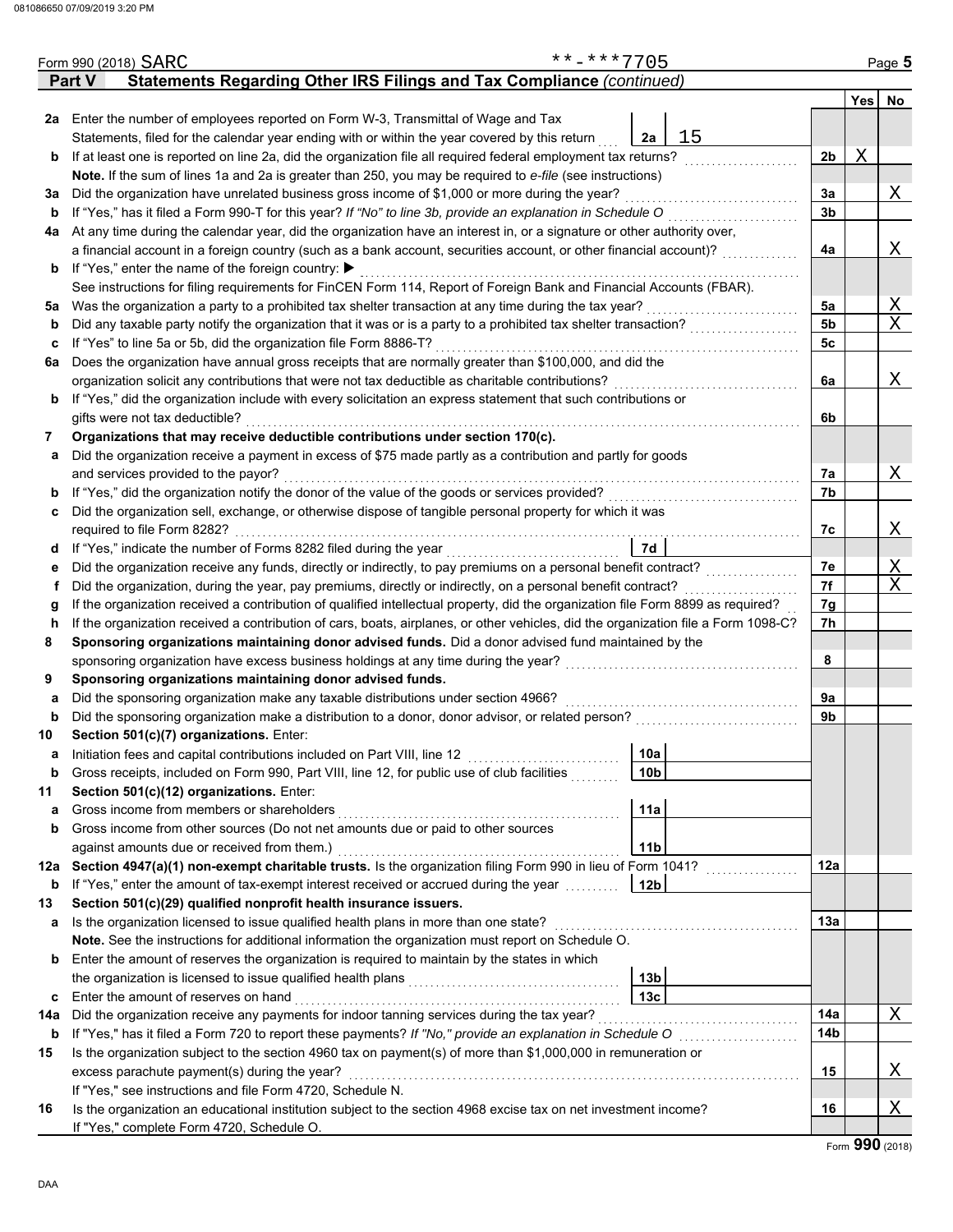Form 990 (2018) SARC **-***7705

## Part V Statements Regarding Other IRS Filings and Tax Compliance *(continued)*

| | | | | Yes | No |
|---|---|---|---|---|---|
| **2a** | Enter the number of employees reported on Form W-3, Transmittal of Wage and Tax Statements, filed for the calendar year ending with or within the year covered by this return | 2a | 15 | | |
| **b** | If at least one is reported on line 2a, did the organization file all required federal employment tax returns? | | 2b | X | |
| | **Note.** If the sum of lines 1a and 2a is greater than 250, you may be required to *e-file* (see instructions) | | | | |
| **3a** | Did the organization have unrelated business gross income of $1,000 or more during the year? | | 3a | | X |
| **b** | If "Yes," has it filed a Form 990-T for this year? *If "No" to line 3b, provide an explanation in Schedule O* | | 3b | | |
| **4a** | At any time during the calendar year, did the organization have an interest in, or a signature or other authority over, a financial account in a foreign country (such as a bank account, securities account, or other financial account)? | | 4a | | X |
| **b** | If "Yes," enter the name of the foreign country: ▶ | | | | |
| | See instructions for filing requirements for FinCEN Form 114, Report of Foreign Bank and Financial Accounts (FBAR). | | | | |
| **5a** | Was the organization a party to a prohibited tax shelter transaction at any time during the tax year? | | 5a | | X |
| **b** | Did any taxable party notify the organization that it was or is a party to a prohibited tax shelter transaction? | | 5b | | X |
| **c** | If "Yes" to line 5a or 5b, did the organization file Form 8886-T? | | 5c | | |
| **6a** | Does the organization have annual gross receipts that are normally greater than $100,000, and did the organization solicit any contributions that were not tax deductible as charitable contributions? | | 6a | | X |
| **b** | If "Yes," did the organization include with every solicitation an express statement that such contributions or gifts were not tax deductible? | | 6b | | |
| **7** | **Organizations that may receive deductible contributions under section 170(c).** | | | | |
| **a** | Did the organization receive a payment in excess of $75 made partly as a contribution and partly for goods and services provided to the payor? | | 7a | | X |
| **b** | If "Yes," did the organization notify the donor of the value of the goods or services provided? | | 7b | | |
| **c** | Did the organization sell, exchange, or otherwise dispose of tangible personal property for which it was required to file Form 8282? | | 7c | | X |
| **d** | If "Yes," indicate the number of Forms 8282 filed during the year | 7d | | | |
| **e** | Did the organization receive any funds, directly or indirectly, to pay premiums on a personal benefit contract? | | 7e | | X |
| **f** | Did the organization, during the year, pay premiums, directly or indirectly, on a personal benefit contract? | | 7f | | X |
| **g** | If the organization received a contribution of qualified intellectual property, did the organization file Form 8899 as required? | | 7g | | |
| **h** | If the organization received a contribution of cars, boats, airplanes, or other vehicles, did the organization file a Form 1098-C? | | 7h | | |
| **8** | **Sponsoring organizations maintaining donor advised funds.** Did a donor advised fund maintained by the sponsoring organization have excess business holdings at any time during the year? | | 8 | | |
| **9** | **Sponsoring organizations maintaining donor advised funds.** | | | | |
| **a** | Did the sponsoring organization make any taxable distributions under section 4966? | | 9a | | |
| **b** | Did the sponsoring organization make a distribution to a donor, donor advisor, or related person? | | 9b | | |
| **10** | **Section 501(c)(7) organizations.** Enter: | | | | |
| **a** | Initiation fees and capital contributions included on Part VIII, line 12 | 10a | | | |
| **b** | Gross receipts, included on Form 990, Part VIII, line 12, for public use of club facilities | 10b | | | |
| **11** | **Section 501(c)(12) organizations.** Enter: | | | | |
| **a** | Gross income from members or shareholders | 11a | | | |
| **b** | Gross income from other sources (Do not net amounts due or paid to other sources against amounts due or received from them.) | 11b | | | |
| **12a** | **Section 4947(a)(1) non-exempt charitable trusts.** Is the organization filing Form 990 in lieu of Form 1041? | | 12a | | |
| **b** | If "Yes," enter the amount of tax-exempt interest received or accrued during the year | 12b | | | |
| **13** | **Section 501(c)(29) qualified nonprofit health insurance issuers.** | | | | |
| **a** | Is the organization licensed to issue qualified health plans in more than one state? | | 13a | | |
| | **Note.** See the instructions for additional information the organization must report on Schedule O. | | | | |
| **b** | Enter the amount of reserves the organization is required to maintain by the states in which the organization is licensed to issue qualified health plans | 13b | | | |
| **c** | Enter the amount of reserves on hand | 13c | | | |
| **14a** | Did the organization receive any payments for indoor tanning services during the tax year? | | 14a | | X |
| **b** | If "Yes," has it filed a Form 720 to report these payments? *If "No," provide an explanation in Schedule O* | | 14b | | |
| **15** | Is the organization subject to the section 4960 tax on payment(s) of more than $1,000,000 in remuneration or excess parachute payment(s) during the year? | | 15 | | X |
| | If "Yes," see instructions and file Form 4720, Schedule N. | | | | |
| **16** | Is the organization an educational institution subject to the section 4968 excise tax on net investment income? | | 16 | | X |
| | If "Yes," complete Form 4720, Schedule O. | | | | |

Form **990** (2018)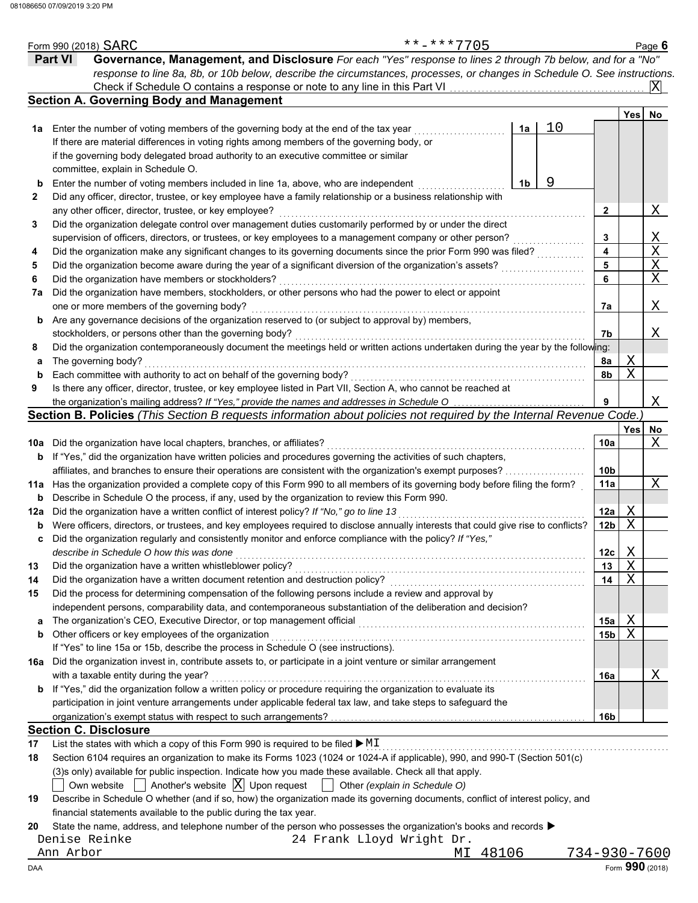Form 990 (2018) SARC **-***7705 Page 6

## Part VI Governance, Management, and Disclosure

*For each "Yes" response to lines 2 through 7b below, and for a "No" response to line 8a, 8b, or 10b below, describe the circumstances, processes, or changes in Schedule O. See instructions.*

Check if Schedule O contains a response or note to any line in this Part VI ... [X]

### Section A. Governing Body and Management

| | | | | Yes | No |
|---|---|---|---|---|---|
| **1a** | Enter the number of voting members of the governing body at the end of the tax year ... **1a** 10. If there are material differences in voting rights among members of the governing body, or if the governing body delegated broad authority to an executive committee or similar committee, explain in Schedule O. | | | | |
| **b** | Enter the number of voting members included in line 1a, above, who are independent ... **1b** 9 | | | | |
| **2** | Did any officer, director, trustee, or key employee have a family relationship or a business relationship with any other officer, director, trustee, or key employee? | **2** | | | X |
| **3** | Did the organization delegate control over management duties customarily performed by or under the direct supervision of officers, directors, or trustees, or key employees to a management company or other person? | **3** | | | X |
| **4** | Did the organization make any significant changes to its governing documents since the prior Form 990 was filed? | **4** | | | X |
| **5** | Did the organization become aware during the year of a significant diversion of the organization's assets? | **5** | | | X |
| **6** | Did the organization have members or stockholders? | **6** | | | X |
| **7a** | Did the organization have members, stockholders, or other persons who had the power to elect or appoint one or more members of the governing body? | **7a** | | | X |
| **b** | Are any governance decisions of the organization reserved to (or subject to approval by) members, stockholders, or persons other than the governing body? | **7b** | | | X |
| **8** | Did the organization contemporaneously document the meetings held or written actions undertaken during the year by the following: | | | | |
| **a** | The governing body? | **8a** | | X | |
| **b** | Each committee with authority to act on behalf of the governing body? | **8b** | | X | |
| **9** | Is there any officer, director, trustee, or key employee listed in Part VII, Section A, who cannot be reached at the organization's mailing address? *If "Yes," provide the names and addresses in Schedule O* | **9** | | | X |

### Section B. Policies *(This Section B requests information about policies not required by the Internal Revenue Code.)*

| | | | Yes | No |
|---|---|---|---|---|
| **10a** | Did the organization have local chapters, branches, or affiliates? | **10a** | | X |
| **b** | If "Yes," did the organization have written policies and procedures governing the activities of such chapters, affiliates, and branches to ensure their operations are consistent with the organization's exempt purposes? | **10b** | | |
| **11a** | Has the organization provided a complete copy of this Form 990 to all members of its governing body before filing the form? | **11a** | | X |
| **b** | Describe in Schedule O the process, if any, used by the organization to review this Form 990. | | | |
| **12a** | Did the organization have a written conflict of interest policy? *If "No," go to line 13* | **12a** | X | |
| **b** | Were officers, directors, or trustees, and key employees required to disclose annually interests that could give rise to conflicts? | **12b** | X | |
| **c** | Did the organization regularly and consistently monitor and enforce compliance with the policy? *If "Yes," describe in Schedule O how this was done* | **12c** | X | |
| **13** | Did the organization have a written whistleblower policy? | **13** | X | |
| **14** | Did the organization have a written document retention and destruction policy? | **14** | X | |
| **15** | Did the process for determining compensation of the following persons include a review and approval by independent persons, comparability data, and contemporaneous substantiation of the deliberation and decision? | | | |
| **a** | The organization's CEO, Executive Director, or top management official | **15a** | X | |
| **b** | Other officers or key employees of the organization | **15b** | X | |
| | If "Yes" to line 15a or 15b, describe the process in Schedule O (see instructions). | | | |
| **16a** | Did the organization invest in, contribute assets to, or participate in a joint venture or similar arrangement with a taxable entity during the year? | **16a** | | X |
| **b** | If "Yes," did the organization follow a written policy or procedure requiring the organization to evaluate its participation in joint venture arrangements under applicable federal tax law, and take steps to safeguard the organization's exempt status with respect to such arrangements? | **16b** | | |

### Section C. Disclosure

**17** List the states with which a copy of this Form 990 is required to be filed ▶ MI

**18** Section 6104 requires an organization to make its Forms 1023 (1024 or 1024-A if applicable), 990, and 990-T (Section 501(c)(3)s only) available for public inspection. Indicate how you made these available. Check all that apply.

[ ] Own website [ ] Another's website [X] Upon request [ ] Other *(explain in Schedule O)*

**19** Describe in Schedule O whether (and if so, how) the organization made its governing documents, conflict of interest policy, and financial statements available to the public during the tax year.

**20** State the name, address, and telephone number of the person who possesses the organization's books and records ▶

Denise Reinke, 24 Frank Lloyd Wright Dr., Ann Arbor, MI 48106, 734-930-7600

Form **990** (2018)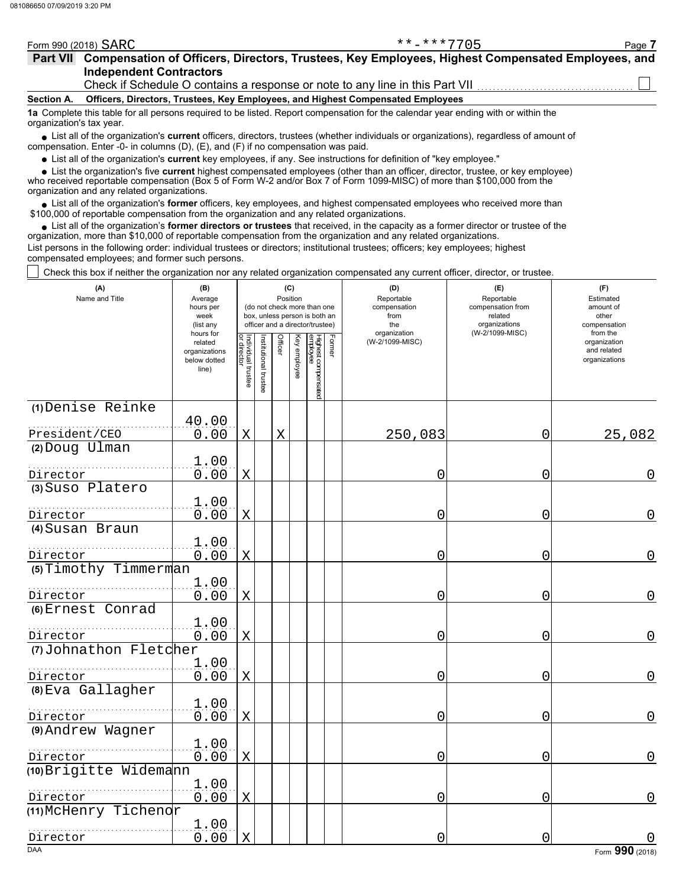Form 990 (2018) SARC **-***7705

## Part VII Compensation of Officers, Directors, Trustees, Key Employees, Highest Compensated Employees, and Independent Contractors

Check if Schedule O contains a response or note to any line in this Part VII ☐

### Section A. Officers, Directors, Trustees, Key Employees, and Highest Compensated Employees

**1a** Complete this table for all persons required to be listed. Report compensation for the calendar year ending with or within the organization's tax year.

- List all of the organization's **current** officers, directors, trustees (whether individuals or organizations), regardless of amount of compensation. Enter -0- in columns (D), (E), and (F) if no compensation was paid.
- List all of the organization's **current** key employees, if any. See instructions for definition of "key employee."
- List the organization's five **current** highest compensated employees (other than an officer, director, trustee, or key employee) who received reportable compensation (Box 5 of Form W-2 and/or Box 7 of Form 1099-MISC) of more than $100,000 from the organization and any related organizations.
- List all of the organization's **former** officers, key employees, and highest compensated employees who received more than $100,000 of reportable compensation from the organization and any related organizations.
- List all of the organization's **former directors or trustees** that received, in the capacity as a former director or trustee of the organization, more than $10,000 of reportable compensation from the organization and any related organizations.

List persons in the following order: individual trustees or directors; institutional trustees; officers; key employees; highest compensated employees; and former such persons.

☐ Check this box if neither the organization nor any related organization compensated any current officer, director, or trustee.

| (A) Name and Title | (B) Average hours per week (list any hours for related organizations below dotted line) | (C) Position: Individual trustee or director | Institutional trustee | Officer | Key employee | Highest compensated employee | Former | (D) Reportable compensation from the organization (W-2/1099-MISC) | (E) Reportable compensation from related organizations (W-2/1099-MISC) | (F) Estimated amount of other compensation from the organization and related organizations |
|---|---|---|---|---|---|---|---|---|---|---|
| (1) Denise Reinke<br>President/CEO | 40.00<br>0.00 | X | | X | | | | 250,083 | 0 | 25,082 |
| (2) Doug Ulman<br>Director | 1.00<br>0.00 | X | | | | | | 0 | 0 | 0 |
| (3) Suso Platero<br>Director | 1.00<br>0.00 | X | | | | | | 0 | 0 | 0 |
| (4) Susan Braun<br>Director | 1.00<br>0.00 | X | | | | | | 0 | 0 | 0 |
| (5) Timothy Timmerman<br>Director | 1.00<br>0.00 | X | | | | | | 0 | 0 | 0 |
| (6) Ernest Conrad<br>Director | 1.00<br>0.00 | X | | | | | | 0 | 0 | 0 |
| (7) Johnathon Fletcher<br>Director | 1.00<br>0.00 | X | | | | | | 0 | 0 | 0 |
| (8) Eva Gallagher<br>Director | 1.00<br>0.00 | X | | | | | | 0 | 0 | 0 |
| (9) Andrew Wagner<br>Director | 1.00<br>0.00 | X | | | | | | 0 | 0 | 0 |
| (10) Brigitte Widemann<br>Director | 1.00<br>0.00 | X | | | | | | 0 | 0 | 0 |
| (11) McHenry Tichenor<br>Director | 1.00<br>0.00 | X | | | | | | 0 | 0 | 0 |

Form 990 (2018)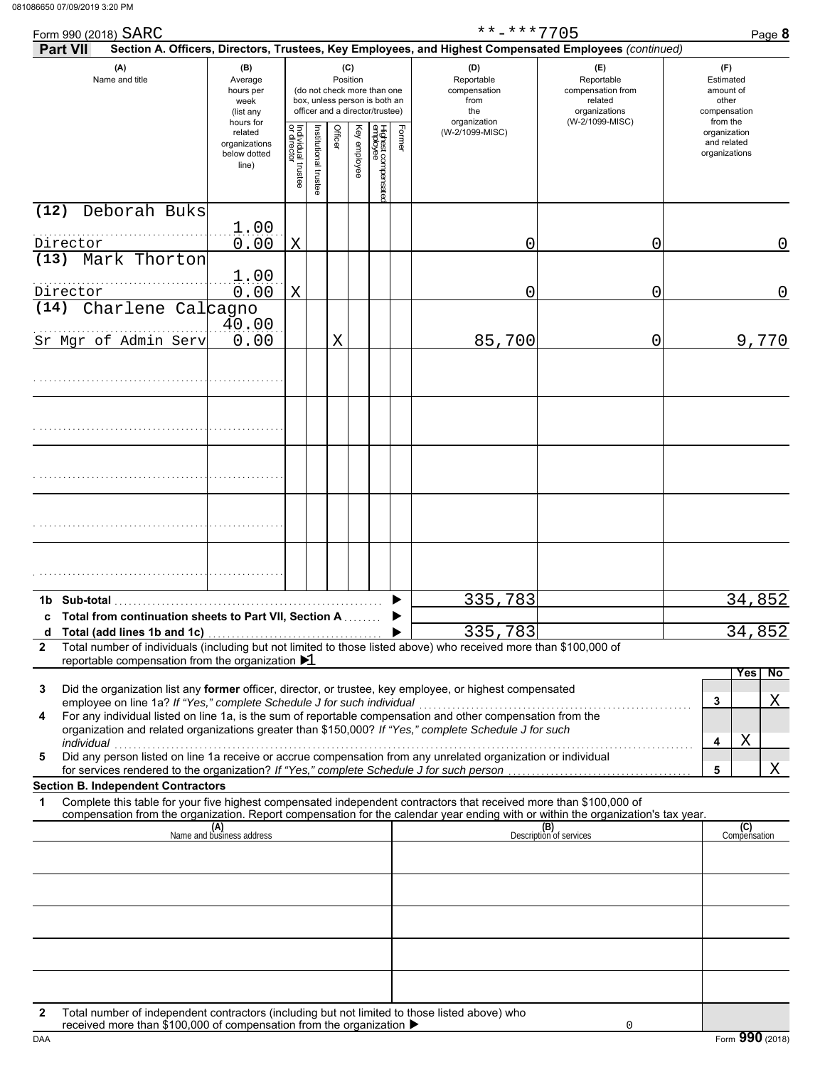081086650 07/09/2019 3:20 PM

Form 990 (2018) SARC **-***7705 Page **8**

**Part VII** **Section A. Officers, Directors, Trustees, Key Employees, and Highest Compensated Employees** *(continued)*

| (A) Name and title | (B) Average hours per week (list any hours for related organizations below dotted line) | (C) Position: Individual trustee or director | Institutional trustee | Officer | Key employee | Highest compensated employee | Former | (D) Reportable compensation from the organization (W-2/1099-MISC) | (E) Reportable compensation from related organizations (W-2/1099-MISC) | (F) Estimated amount of other compensation from the organization and related organizations |
|---|---|---|---|---|---|---|---|---|---|---|
| (12) Deborah Buks<br>Director | 1.00<br>0.00 | X | | | | | | 0 | 0 | 0 |
| (13) Mark Thorton<br>Director | 1.00<br>0.00 | X | | | | | | 0 | 0 | 0 |
| (14) Charlene Calcagno<br>Sr Mgr of Admin Serv | 40.00<br>0.00 | | | X | | | | 85,700 | 0 | 9,770 |
| | | | | | | | | | | |
| | | | | | | | | | | |
| | | | | | | | | | | |
| | | | | | | | | | | |
| | | | | | | | | | | |

| | | (D) | (E) | (F) |
|---|---|---|---|---|
| **1b** | **Sub-total** | 335,783 | | 34,852 |
| **c** | **Total from continuation sheets to Part VII, Section A** | | | |
| **d** | **Total (add lines 1b and 1c)** | 335,783 | | 34,852 |

**2** Total number of individuals (including but not limited to those listed above) who received more than $100,000 of reportable compensation from the organization ▶ 1

| | | | Yes | No |
|---|---|---|---|---|
| **3** | Did the organization list any **former** officer, director, or trustee, key employee, or highest compensated employee on line 1a? *If "Yes," complete Schedule J for such individual* | 3 | | X |
| **4** | For any individual listed on line 1a, is the sum of reportable compensation and other compensation from the organization and related organizations greater than $150,000? *If "Yes," complete Schedule J for such individual* | 4 | X | |
| **5** | Did any person listed on line 1a receive or accrue compensation from any unrelated organization or individual for services rendered to the organization? *If "Yes," complete Schedule J for such person* | 5 | | X |

**Section B. Independent Contractors**

**1** Complete this table for your five highest compensated independent contractors that received more than $100,000 of compensation from the organization. Report compensation for the calendar year ending with or within the organization's tax year.

| (A) Name and business address | (B) Description of services | (C) Compensation |
|---|---|---|
| | | |
| | | |
| | | |
| | | |
| | | |

**2** Total number of independent contractors (including but not limited to those listed above) who received more than $100,000 of compensation from the organization ▶ 0

DAA Form **990** (2018)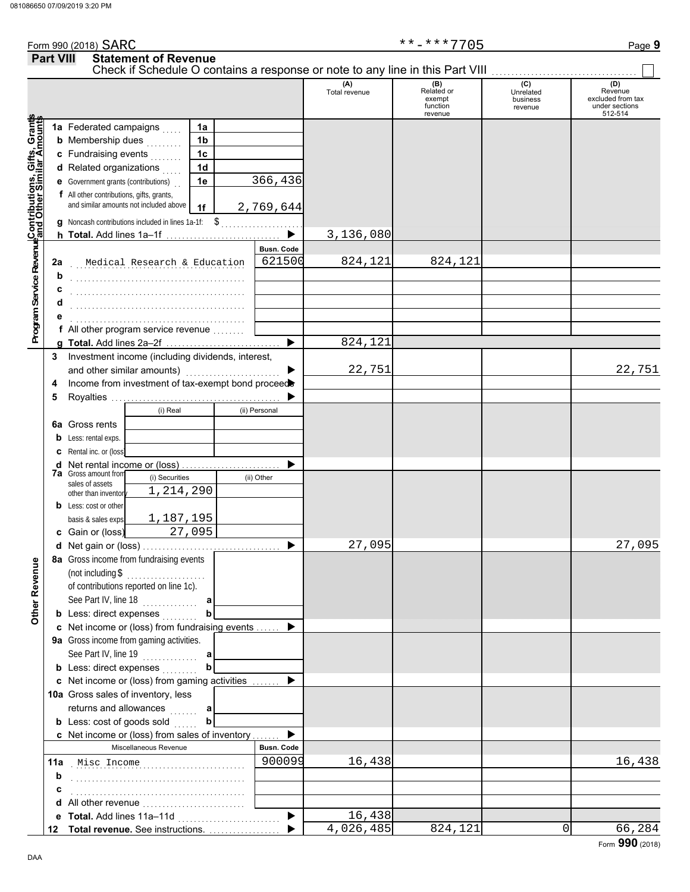Form 990 (2018) SARC **-***7705 Page 9

## Part VIII Statement of Revenue

Check if Schedule O contains a response or note to any line in this Part VIII ☐

| | | | (A) Total revenue | (B) Related or exempt function revenue | (C) Unrelated business revenue | (D) Revenue excluded from tax under sections 512-514 |
|---|---|---|---|---|---|---|
| **Contributions, Gifts, Grants and Other Similar Amounts** | 1a Federated campaigns | 1a | | | | |
| | b Membership dues | 1b | | | | |
| | c Fundraising events | 1c | | | | |
| | d Related organizations | 1d | | | | |
| | e Government grants (contributions) | 1e 366,436 | | | | |
| | f All other contributions, gifts, grants, and similar amounts not included above | 1f 2,769,644 | | | | |
| | g Noncash contributions included in lines 1a-1f: $ | | | | | |
| | h **Total.** Add lines 1a–1f ▶ | | 3,136,080 | | | |
| **Program Service Revenue** | | Busn. Code | | | | |
| | 2a Medical Research & Education | 621500 | 824,121 | 824,121 | | |
| | b | | | | | |
| | c | | | | | |
| | d | | | | | |
| | e | | | | | |
| | f All other program service revenue | | | | | |
| | g **Total.** Add lines 2a–2f ▶ | | 824,121 | | | |
| **Other Revenue** | 3 Investment income (including dividends, interest, and other similar amounts) ▶ | | 22,751 | | | 22,751 |
| | 4 Income from investment of tax-exempt bond proceeds ▶ | | | | | |
| | 5 Royalties ▶ | | | | | |
| | | (i) Real / (ii) Personal | | | | |
| | 6a Gross rents | | | | | |
| | b Less: rental exps. | | | | | |
| | c Rental inc. or (loss) | | | | | |
| | d Net rental income or (loss) ▶ | | | | | |
| | 7a Gross amount from sales of assets other than inventory | (i) Securities 1,214,290 / (ii) Other | | | | |
| | b Less: cost or other basis & sales exps. | (i) 1,187,195 | | | | |
| | c Gain or (loss) | (i) 27,095 | | | | |
| | d Net gain or (loss) ▶ | | 27,095 | | | 27,095 |
| | 8a Gross income from fundraising events (not including $ of contributions reported on line 1c). See Part IV, line 18 | a | | | | |
| | b Less: direct expenses | b | | | | |
| | c Net income or (loss) from fundraising events ▶ | | | | | |
| | 9a Gross income from gaming activities. See Part IV, line 19 | a | | | | |
| | b Less: direct expenses | b | | | | |
| | c Net income or (loss) from gaming activities ▶ | | | | | |
| | 10a Gross sales of inventory, less returns and allowances | a | | | | |
| | b Less: cost of goods sold | b | | | | |
| | c Net income or (loss) from sales of inventory ▶ | | | | | |
| | Miscellaneous Revenue | Busn. Code | | | | |
| | 11a Misc Income | 900099 | 16,438 | | | 16,438 |
| | b | | | | | |
| | c | | | | | |
| | d All other revenue | | | | | |
| | e **Total.** Add lines 11a–11d ▶ | | 16,438 | | | |
| | 12 **Total revenue.** See instructions. ▶ | | 4,026,485 | 824,121 | 0 | 66,284 |

Form **990** (2018)

DAA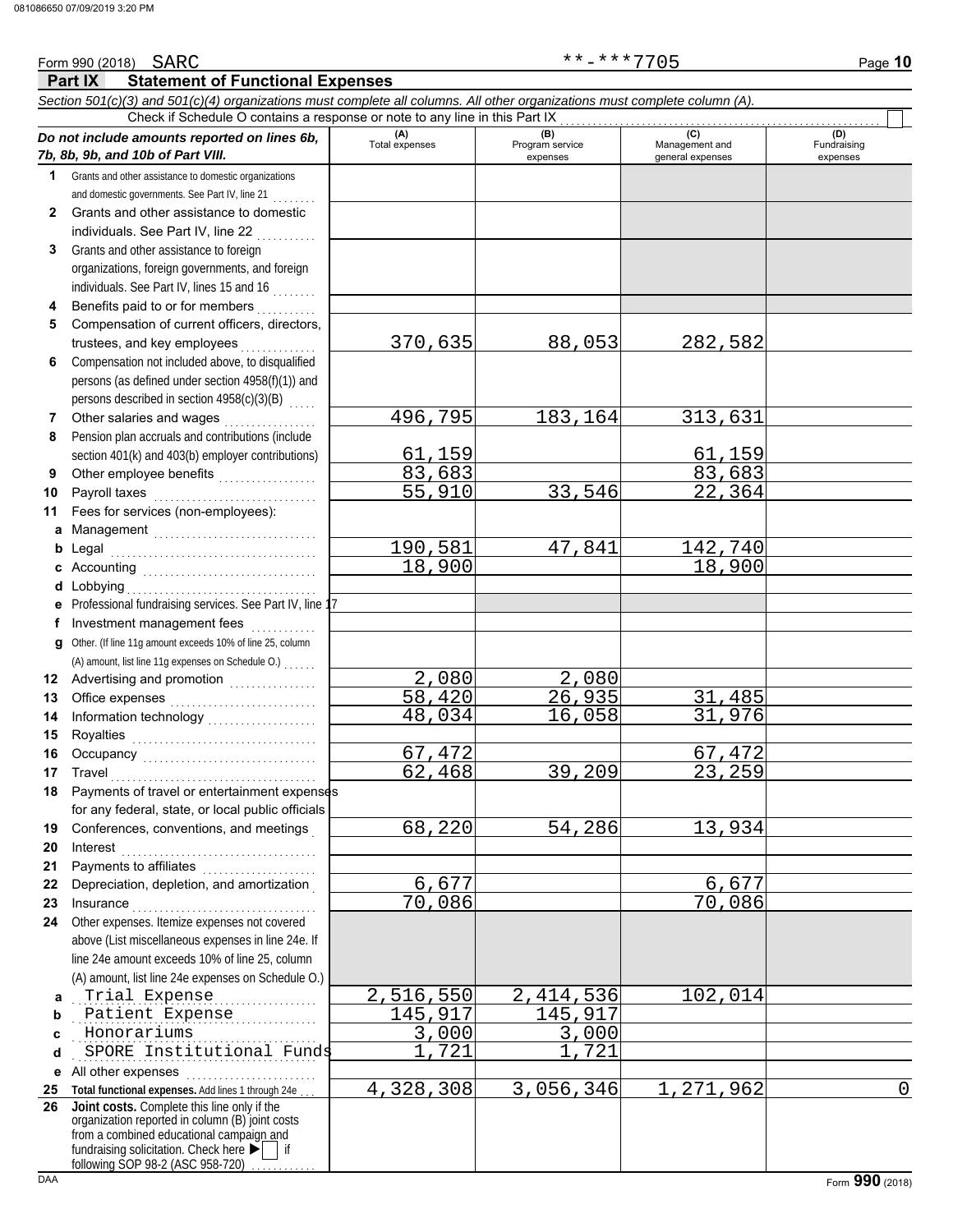Form 990 (2018) SARC **-***7705

**Part IX Statement of Functional Expenses**

*Section 501(c)(3) and 501(c)(4) organizations must complete all columns. All other organizations must complete column (A).*

Check if Schedule O contains a response or note to any line in this Part IX

| *Do not include amounts reported on lines 6b, 7b, 8b, 9b, and 10b of Part VIII.* | (A) Total expenses | (B) Program service expenses | (C) Management and general expenses | (D) Fundraising expenses |
|---|---|---|---|---|
| **1** Grants and other assistance to domestic organizations and domestic governments. See Part IV, line 21 | | | | |
| **2** Grants and other assistance to domestic individuals. See Part IV, line 22 | | | | |
| **3** Grants and other assistance to foreign organizations, foreign governments, and foreign individuals. See Part IV, lines 15 and 16 | | | | |
| **4** Benefits paid to or for members | | | | |
| **5** Compensation of current officers, directors, trustees, and key employees | 370,635 | 88,053 | 282,582 | |
| **6** Compensation not included above, to disqualified persons (as defined under section 4958(f)(1)) and persons described in section 4958(c)(3)(B) | | | | |
| **7** Other salaries and wages | 496,795 | 183,164 | 313,631 | |
| **8** Pension plan accruals and contributions (include section 401(k) and 403(b) employer contributions) | 61,159 | | 61,159 | |
| **9** Other employee benefits | 83,683 | | 83,683 | |
| **10** Payroll taxes | 55,910 | 33,546 | 22,364 | |
| **11** Fees for services (non-employees): | | | | |
| **a** Management | | | | |
| **b** Legal | 190,581 | 47,841 | 142,740 | |
| **c** Accounting | 18,900 | | 18,900 | |
| **d** Lobbying | | | | |
| **e** Professional fundraising services. See Part IV, line 17 | | | | |
| **f** Investment management fees | | | | |
| **g** Other. (If line 11g amount exceeds 10% of line 25, column (A) amount, list line 11g expenses on Schedule O.) | | | | |
| **12** Advertising and promotion | 2,080 | 2,080 | | |
| **13** Office expenses | 58,420 | 26,935 | 31,485 | |
| **14** Information technology | 48,034 | 16,058 | 31,976 | |
| **15** Royalties | | | | |
| **16** Occupancy | 67,472 | | 67,472 | |
| **17** Travel | 62,468 | 39,209 | 23,259 | |
| **18** Payments of travel or entertainment expenses for any federal, state, or local public officials | | | | |
| **19** Conferences, conventions, and meetings | 68,220 | 54,286 | 13,934 | |
| **20** Interest | | | | |
| **21** Payments to affiliates | | | | |
| **22** Depreciation, depletion, and amortization | 6,677 | | 6,677 | |
| **23** Insurance | 70,086 | | 70,086 | |
| **24** Other expenses. Itemize expenses not covered above (List miscellaneous expenses in line 24e. If line 24e amount exceeds 10% of line 25, column (A) amount, list line 24e expenses on Schedule O.) | | | | |
| **a** Trial Expense | 2,516,550 | 2,414,536 | 102,014 | |
| **b** Patient Expense | 145,917 | 145,917 | | |
| **c** Honorariums | 3,000 | 3,000 | | |
| **d** SPORE Institutional Funds | 1,721 | 1,721 | | |
| **e** All other expenses | | | | |
| **25** **Total functional expenses.** Add lines 1 through 24e | 4,328,308 | 3,056,346 | 1,271,962 | 0 |
| **26** **Joint costs.** Complete this line only if the organization reported in column (B) joint costs from a combined educational campaign and fundraising solicitation. Check here ▶ ☐ if following SOP 98-2 (ASC 958-720) | | | | |

DAA Form **990** (2018)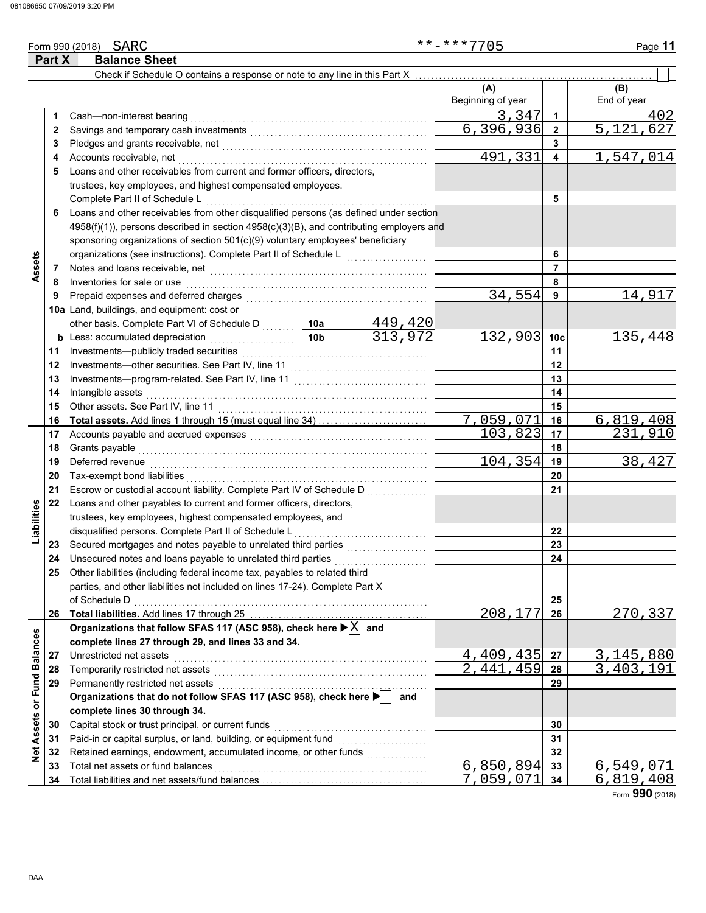Form 990 (2018) SARC **-***7705 Page 11

## Part X Balance Sheet

Check if Schedule O contains a response or note to any line in this Part X ☐

| Section | Line | Description | | | (A) Beginning of year | | (B) End of year |
|---|---|---|---|---|---|---|---|
| Assets | 1 | Cash—non-interest bearing | | | 3,347 | 1 | 402 |
| | 2 | Savings and temporary cash investments | | | 6,396,936 | 2 | 5,121,627 |
| | 3 | Pledges and grants receivable, net | | | | 3 | |
| | 4 | Accounts receivable, net | | | 491,331 | 4 | 1,547,014 |
| | 5 | Loans and other receivables from current and former officers, directors, trustees, key employees, and highest compensated employees. Complete Part II of Schedule L | | | | 5 | |
| | 6 | Loans and other receivables from other disqualified persons (as defined under section 4958(f)(1)), persons described in section 4958(c)(3)(B), and contributing employers and sponsoring organizations of section 501(c)(9) voluntary employees' beneficiary organizations (see instructions). Complete Part II of Schedule L | | | | 6 | |
| | 7 | Notes and loans receivable, net | | | | 7 | |
| | 8 | Inventories for sale or use | | | | 8 | |
| | 9 | Prepaid expenses and deferred charges | | | 34,554 | 9 | 14,917 |
| | 10a | Land, buildings, and equipment: cost or other basis. Complete Part VI of Schedule D | 10a | 449,420 | | | |
| | b | Less: accumulated depreciation | 10b | 313,972 | 132,903 | 10c | 135,448 |
| | 11 | Investments—publicly traded securities | | | | 11 | |
| | 12 | Investments—other securities. See Part IV, line 11 | | | | 12 | |
| | 13 | Investments—program-related. See Part IV, line 11 | | | | 13 | |
| | 14 | Intangible assets | | | | 14 | |
| | 15 | Other assets. See Part IV, line 11 | | | | 15 | |
| | 16 | **Total assets.** Add lines 1 through 15 (must equal line 34) | | | 7,059,071 | 16 | 6,819,408 |
| Liabilities | 17 | Accounts payable and accrued expenses | | | 103,823 | 17 | 231,910 |
| | 18 | Grants payable | | | | 18 | |
| | 19 | Deferred revenue | | | 104,354 | 19 | 38,427 |
| | 20 | Tax-exempt bond liabilities | | | | 20 | |
| | 21 | Escrow or custodial account liability. Complete Part IV of Schedule D | | | | 21 | |
| | 22 | Loans and other payables to current and former officers, directors, trustees, key employees, highest compensated employees, and disqualified persons. Complete Part II of Schedule L | | | | 22 | |
| | 23 | Secured mortgages and notes payable to unrelated third parties | | | | 23 | |
| | 24 | Unsecured notes and loans payable to unrelated third parties | | | | 24 | |
| | 25 | Other liabilities (including federal income tax, payables to related third parties, and other liabilities not included on lines 17-24). Complete Part X of Schedule D | | | | 25 | |
| | 26 | **Total liabilities.** Add lines 17 through 25 | | | 208,177 | 26 | 270,337 |
| Net Assets or Fund Balances | | **Organizations that follow SFAS 117 (ASC 958), check here ▶ [X] and complete lines 27 through 29, and lines 33 and 34.** | | | | | |
| | 27 | Unrestricted net assets | | | 4,409,435 | 27 | 3,145,880 |
| | 28 | Temporarily restricted net assets | | | 2,441,459 | 28 | 3,403,191 |
| | 29 | Permanently restricted net assets | | | | 29 | |
| | | **Organizations that do not follow SFAS 117 (ASC 958), check here ▶ [ ] and complete lines 30 through 34.** | | | | | |
| | 30 | Capital stock or trust principal, or current funds | | | | 30 | |
| | 31 | Paid-in or capital surplus, or land, building, or equipment fund | | | | 31 | |
| | 32 | Retained earnings, endowment, accumulated income, or other funds | | | | 32 | |
| | 33 | Total net assets or fund balances | | | 6,850,894 | 33 | 6,549,071 |
| | 34 | Total liabilities and net assets/fund balances | | | 7,059,071 | 34 | 6,819,408 |

Form **990** (2018)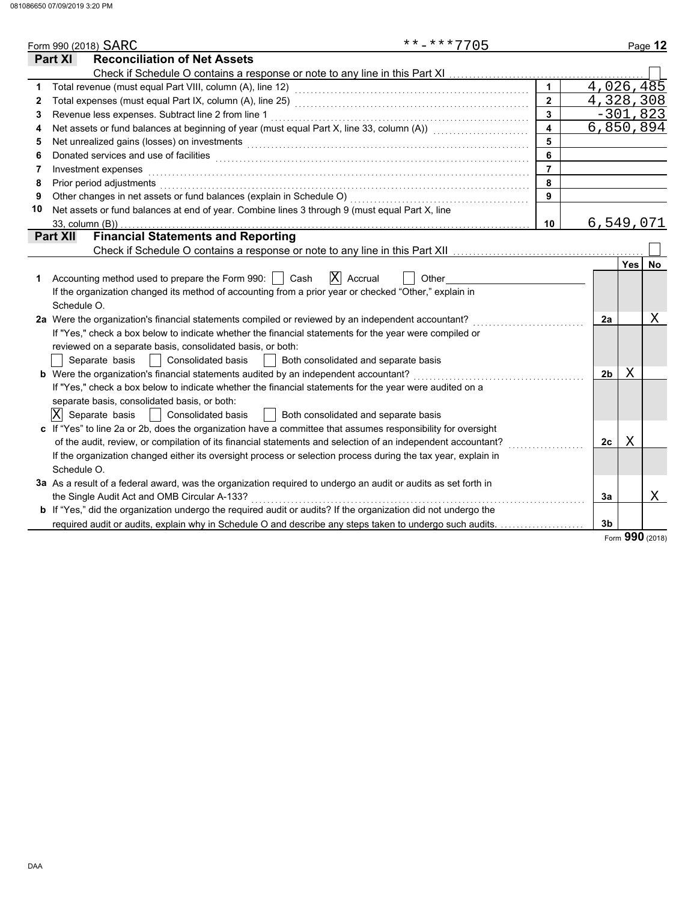Form 990 (2018) SARC **-***7705

## Part XI Reconciliation of Net Assets

Check if Schedule O contains a response or note to any line in this Part XI ☐

| | | | |
|---|---|---|---|
| 1 | Total revenue (must equal Part VIII, column (A), line 12) | 1 | 4,026,485 |
| 2 | Total expenses (must equal Part IX, column (A), line 25) | 2 | 4,328,308 |
| 3 | Revenue less expenses. Subtract line 2 from line 1 | 3 | -301,823 |
| 4 | Net assets or fund balances at beginning of year (must equal Part X, line 33, column (A)) | 4 | 6,850,894 |
| 5 | Net unrealized gains (losses) on investments | 5 | |
| 6 | Donated services and use of facilities | 6 | |
| 7 | Investment expenses | 7 | |
| 8 | Prior period adjustments | 8 | |
| 9 | Other changes in net assets or fund balances (explain in Schedule O) | 9 | |
| 10 | Net assets or fund balances at end of year. Combine lines 3 through 9 (must equal Part X, line 33, column (B)) | 10 | 6,549,071 |

## Part XII Financial Statements and Reporting

Check if Schedule O contains a response or note to any line in this Part XII ☐

| | | | Yes | No |
|---|---|---|---|---|
| 1 | Accounting method used to prepare the Form 990: ☐ Cash ☒ Accrual ☐ Other<br>If the organization changed its method of accounting from a prior year or checked "Other," explain in Schedule O. | | | |
| 2a | Were the organization's financial statements compiled or reviewed by an independent accountant?<br>If "Yes," check a box below to indicate whether the financial statements for the year were compiled or reviewed on a separate basis, consolidated basis, or both:<br>☐ Separate basis ☐ Consolidated basis ☐ Both consolidated and separate basis | 2a | | X |
| b | Were the organization's financial statements audited by an independent accountant?<br>If "Yes," check a box below to indicate whether the financial statements for the year were audited on a separate basis, consolidated basis, or both:<br>☒ Separate basis ☐ Consolidated basis ☐ Both consolidated and separate basis | 2b | X | |
| c | If "Yes" to line 2a or 2b, does the organization have a committee that assumes responsibility for oversight of the audit, review, or compilation of its financial statements and selection of an independent accountant?<br>If the organization changed either its oversight process or selection process during the tax year, explain in Schedule O. | 2c | X | |
| 3a | As a result of a federal award, was the organization required to undergo an audit or audits as set forth in the Single Audit Act and OMB Circular A-133? | 3a | | X |
| b | If "Yes," did the organization undergo the required audit or audits? If the organization did not undergo the required audit or audits, explain why in Schedule O and describe any steps taken to undergo such audits. | 3b | | |

Form **990** (2018)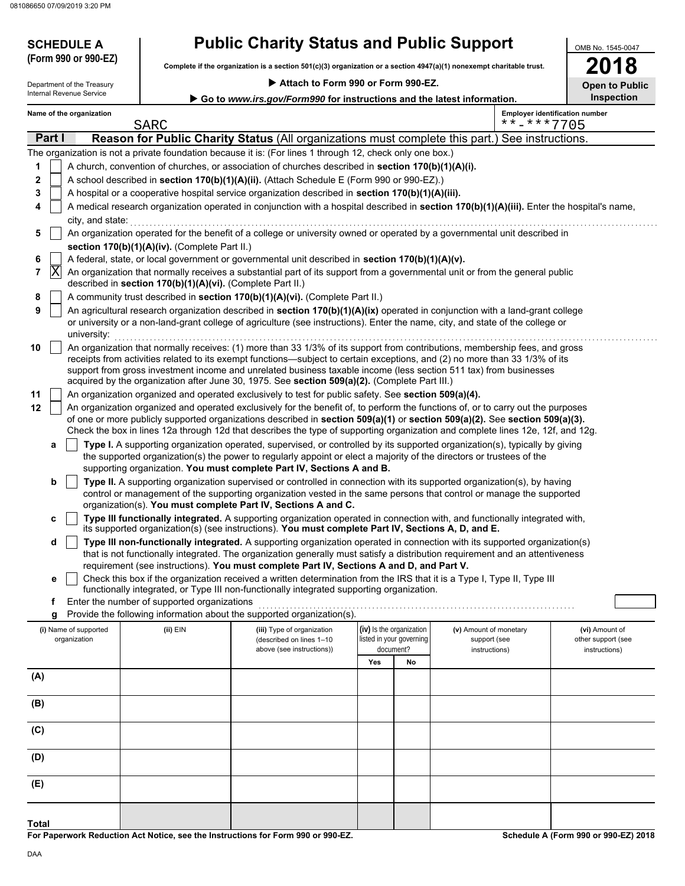081086650 07/09/2019 3:20 PM

**SCHEDULE A**
**(Form 990 or 990-EZ)**

Department of the Treasury
Internal Revenue Service

# Public Charity Status and Public Support

**Complete if the organization is a section 501(c)(3) organization or a section 4947(a)(1) nonexempt charitable trust.**

▶ **Attach to Form 990 or Form 990-EZ.**

▶ **Go to** ***www.irs.gov/Form990*** **for instructions and the latest information.**

OMB No. 1545-0047

**2018**

**Open to Public Inspection**

Name of the organization: SARC

Employer identification number: **-***7705

## Part I Reason for Public Charity Status (All organizations must complete this part.) See instructions.

The organization is not a private foundation because it is: (For lines 1 through 12, check only one box.)

1 [ ] A church, convention of churches, or association of churches described in **section 170(b)(1)(A)(i).**

2 [ ] A school described in **section 170(b)(1)(A)(ii).** (Attach Schedule E (Form 990 or 990-EZ).)

3 [ ] A hospital or a cooperative hospital service organization described in **section 170(b)(1)(A)(iii).**

4 [ ] A medical research organization operated in conjunction with a hospital described in **section 170(b)(1)(A)(iii).** Enter the hospital's name, city, and state:

5 [ ] An organization operated for the benefit of a college or university owned or operated by a governmental unit described in **section 170(b)(1)(A)(iv).** (Complete Part II.)

6 [ ] A federal, state, or local government or governmental unit described in **section 170(b)(1)(A)(v).**

7 [X] An organization that normally receives a substantial part of its support from a governmental unit or from the general public described in **section 170(b)(1)(A)(vi).** **(Complete Part II.)**

8 [ ] A community trust described in **section 170(b)(1)(A)(vi).** (Complete Part II.)

9 [ ] An agricultural research organization described in **section 170(b)(1)(A)(ix)** operated in conjunction with a land-grant college or university or a non-land-grant college of agriculture (see instructions). Enter the name, city, and state of the college or university:

10 [ ] An organization that normally receives: (1) more than 33 1/3% of its support from contributions, membership fees, and gross receipts from activities related to its exempt functions—subject to certain exceptions, and (2) no more than 33 1/3% of its support from gross investment income and unrelated business taxable income (less section 511 tax) from businesses acquired by the organization after June 30, 1975. See **section 509(a)(2).** (Complete Part III.)

11 [ ] An organization organized and operated exclusively to test for public safety. See **section 509(a)(4).**

12 [ ] An organization organized and operated exclusively for the benefit of, to perform the functions of, or to carry out the purposes of one or more publicly supported organizations described in **section 509(a)(1)** or **section 509(a)(2).** See **section 509(a)(3).** Check the box in lines 12a through 12d that describes the type of supporting organization and complete lines 12e, 12f, and 12g.

a [ ] **Type I.** A supporting organization operated, supervised, or controlled by its supported organization(s), typically by giving the supported organization(s) the power to regularly appoint or elect a majority of the directors or trustees of the supporting organization. **You must complete Part IV, Sections A and B.**

b [ ] **Type II.** A supporting organization supervised or controlled in connection with its supported organization(s), by having control or management of the supporting organization vested in the same persons that control or manage the supported organization(s). **You must complete Part IV, Sections A and C.**

c [ ] **Type III functionally integrated.** A supporting organization operated in connection with, and functionally integrated with, its supported organization(s) (see instructions). **You must complete Part IV, Sections A, D, and E.**

d [ ] **Type III non-functionally integrated.** A supporting organization operated in connection with its supported organization(s) that is not functionally integrated. The organization generally must satisfy a distribution requirement and an attentiveness requirement (see instructions). **You must complete Part IV, Sections A and D, and Part V.**

e [ ] Check this box if the organization received a written determination from the IRS that it is a Type I, Type II, Type III functionally integrated, or Type III non-functionally integrated supporting organization.

f Enter the number of supported organizations

g Provide the following information about the supported organization(s).

| (i) Name of supported organization | (ii) EIN | (iii) Type of organization (described on lines 1–10 above (see instructions)) | (iv) Is the organization listed in your governing document? Yes | No | (v) Amount of monetary support (see instructions) | (vi) Amount of other support (see instructions) |
|---|---|---|---|---|---|---|
| (A) | | | | | | |
| (B) | | | | | | |
| (C) | | | | | | |
| (D) | | | | | | |
| (E) | | | | | | |
| **Total** | | | | | | |

**For Paperwork Reduction Act Notice, see the Instructions for Form 990 or 990-EZ.**

**Schedule A (Form 990 or 990-EZ) 2018**

DAA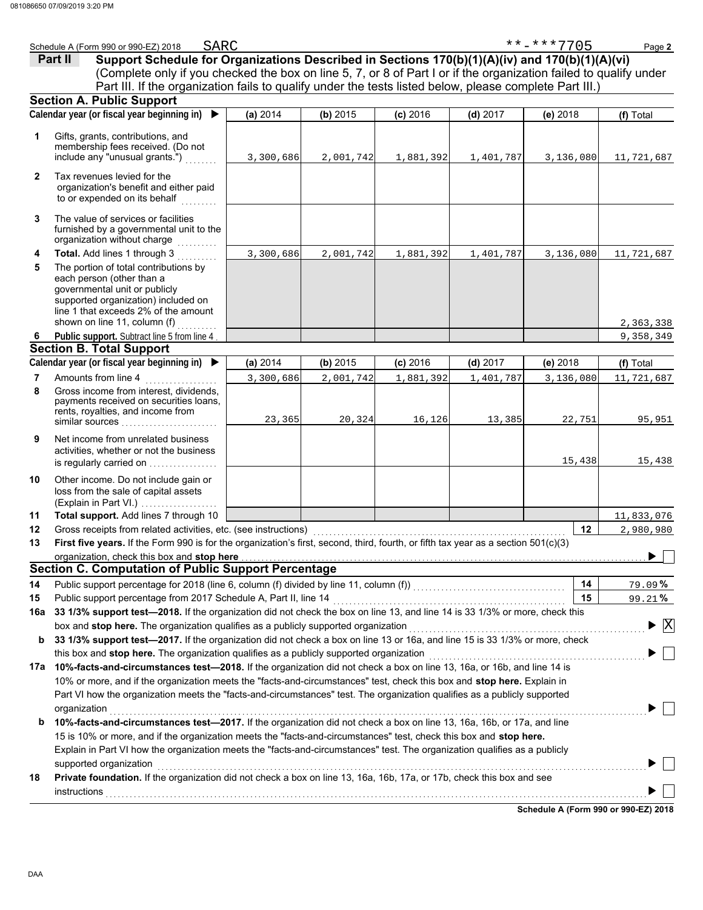Schedule A (Form 990 or 990-EZ) 2018 SARC **-***7705 Page 2

## Part II Support Schedule for Organizations Described in Sections 170(b)(1)(A)(iv) and 170(b)(1)(A)(vi)

(Complete only if you checked the box on line 5, 7, or 8 of Part I or if the organization failed to qualify under Part III. If the organization fails to qualify under the tests listed below, please complete Part III.)

### Section A. Public Support

| Calendar year (or fiscal year beginning in) ▶ | (a) 2014 | (b) 2015 | (c) 2016 | (d) 2017 | (e) 2018 | (f) Total |
|---|---|---|---|---|---|---|
| **1** Gifts, grants, contributions, and membership fees received. (Do not include any "unusual grants.") | 3,300,686 | 2,001,742 | 1,881,392 | 1,401,787 | 3,136,080 | 11,721,687 |
| **2** Tax revenues levied for the organization's benefit and either paid to or expended on its behalf | | | | | | |
| **3** The value of services or facilities furnished by a governmental unit to the organization without charge | | | | | | |
| **4** **Total.** Add lines 1 through 3 | 3,300,686 | 2,001,742 | 1,881,392 | 1,401,787 | 3,136,080 | 11,721,687 |
| **5** The portion of total contributions by each person (other than a governmental unit or publicly supported organization) included on line 1 that exceeds 2% of the amount shown on line 11, column (f) | | | | | | 2,363,338 |
| **6** **Public support.** Subtract line 5 from line 4 | | | | | | 9,358,349 |

### Section B. Total Support

| Calendar year (or fiscal year beginning in) ▶ | (a) 2014 | (b) 2015 | (c) 2016 | (d) 2017 | (e) 2018 | (f) Total |
|---|---|---|---|---|---|---|
| **7** Amounts from line 4 | 3,300,686 | 2,001,742 | 1,881,392 | 1,401,787 | 3,136,080 | 11,721,687 |
| **8** Gross income from interest, dividends, payments received on securities loans, rents, royalties, and income from similar sources | 23,365 | 20,324 | 16,126 | 13,385 | 22,751 | 95,951 |
| **9** Net income from unrelated business activities, whether or not the business is regularly carried on | | | | | 15,438 | 15,438 |
| **10** Other income. Do not include gain or loss from the sale of capital assets (Explain in Part VI.) | | | | | | |
| **11** **Total support.** Add lines 7 through 10 | | | | | | 11,833,076 |

**12** Gross receipts from related activities, etc. (see instructions) — **12** 2,980,980

**13** **First five years.** If the Form 990 is for the organization's first, second, third, fourth, or fifth tax year as a section 501(c)(3) organization, check this box and **stop here** ▶ ☐

### Section C. Computation of Public Support Percentage

**14** Public support percentage for 2018 (line 6, column (f) divided by line 11, column (f)) — **14** 79.09 %

**15** Public support percentage from 2017 Schedule A, Part II, line 14 — **15** 99.21 %

**16a** **33 1/3% support test—2018.** If the organization did not check the box on line 13, and line 14 is 33 1/3% or more, check this box and **stop here.** The organization qualifies as a publicly supported organization ▶ ☒

**b** **33 1/3% support test—2017.** If the organization did not check a box on line 13 or 16a, and line 15 is 33 1/3% or more, check this box and **stop here.** The organization qualifies as a publicly supported organization ▶ ☐

**17a** **10%-facts-and-circumstances test—2018.** If the organization did not check a box on line 13, 16a, or 16b, and line 14 is 10% or more, and if the organization meets the "facts-and-circumstances" test, check this box and **stop here.** Explain in Part VI how the organization meets the "facts-and-circumstances" test. The organization qualifies as a publicly supported organization ▶ ☐

**b** **10%-facts-and-circumstances test—2017.** If the organization did not check a box on line 13, 16a, 16b, or 17a, and line 15 is 10% or more, and if the organization meets the "facts-and-circumstances" test, check this box and **stop here.** Explain in Part VI how the organization meets the "facts-and-circumstances" test. The organization qualifies as a publicly supported organization ▶ ☐

**18** **Private foundation.** If the organization did not check a box on line 13, 16a, 16b, 17a, or 17b, check this box and see instructions ▶ ☐

**Schedule A (Form 990 or 990-EZ) 2018**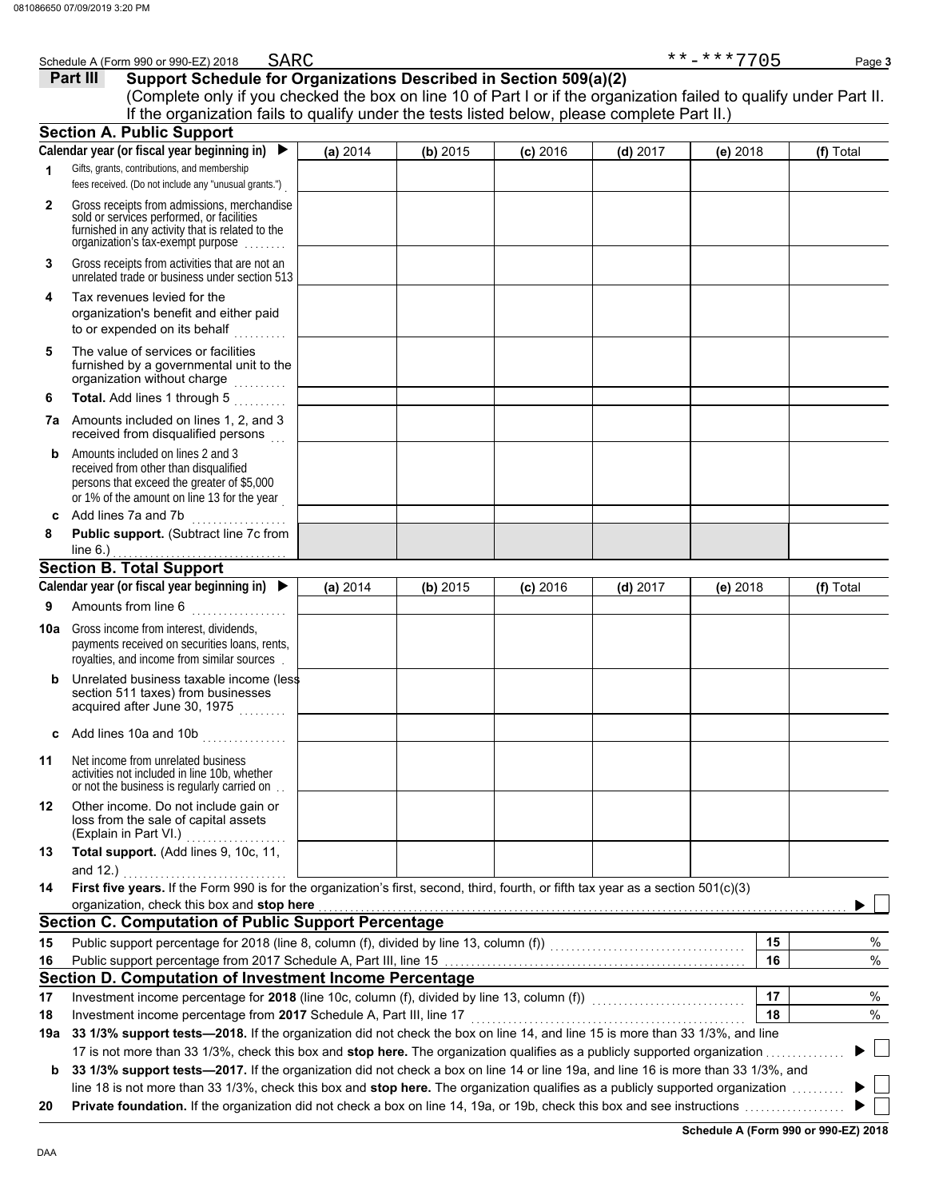Schedule A (Form 990 or 990-EZ) 2018 SARC **-***7705 Page **3**

## Part III Support Schedule for Organizations Described in Section 509(a)(2)

(Complete only if you checked the box on line 10 of Part I or if the organization failed to qualify under Part II. If the organization fails to qualify under the tests listed below, please complete Part II.)

### Section A. Public Support

| Calendar year (or fiscal year beginning in) ▶ | (a) 2014 | (b) 2015 | (c) 2016 | (d) 2017 | (e) 2018 | (f) Total |
|---|---|---|---|---|---|---|
| **1** Gifts, grants, contributions, and membership fees received. (Do not include any "unusual grants.") | | | | | | |
| **2** Gross receipts from admissions, merchandise sold or services performed, or facilities furnished in any activity that is related to the organization's tax-exempt purpose | | | | | | |
| **3** Gross receipts from activities that are not an unrelated trade or business under section 513 | | | | | | |
| **4** Tax revenues levied for the organization's benefit and either paid to or expended on its behalf | | | | | | |
| **5** The value of services or facilities furnished by a governmental unit to the organization without charge | | | | | | |
| **6** **Total.** Add lines 1 through 5 | | | | | | |
| **7a** Amounts included on lines 1, 2, and 3 received from disqualified persons | | | | | | |
| **b** Amounts included on lines 2 and 3 received from other than disqualified persons that exceed the greater of $5,000 or 1% of the amount on line 13 for the year | | | | | | |
| **c** Add lines 7a and 7b | | | | | | |
| **8** **Public support.** (Subtract line 7c from line 6.) | | | | | | |

### Section B. Total Support

| Calendar year (or fiscal year beginning in) ▶ | (a) 2014 | (b) 2015 | (c) 2016 | (d) 2017 | (e) 2018 | (f) Total |
|---|---|---|---|---|---|---|
| **9** Amounts from line 6 | | | | | | |
| **10a** Gross income from interest, dividends, payments received on securities loans, rents, royalties, and income from similar sources | | | | | | |
| **b** Unrelated business taxable income (less section 511 taxes) from businesses acquired after June 30, 1975 | | | | | | |
| **c** Add lines 10a and 10b | | | | | | |
| **11** Net income from unrelated business activities not included in line 10b, whether or not the business is regularly carried on | | | | | | |
| **12** Other income. Do not include gain or loss from the sale of capital assets (Explain in Part VI.) | | | | | | |
| **13** **Total support.** (Add lines 9, 10c, 11, and 12.) | | | | | | |

**14** **First five years.** If the Form 990 is for the organization's first, second, third, fourth, or fifth tax year as a section 501(c)(3) organization, check this box and **stop here** ▶ ☐

### Section C. Computation of Public Support Percentage

| | | | |
|---|---|---|---|
| **15** | Public support percentage for 2018 (line 8, column (f), divided by line 13, column (f)) | **15** | % |
| **16** | Public support percentage from 2017 Schedule A, Part III, line 15 | **16** | % |

### Section D. Computation of Investment Income Percentage

| | | | |
|---|---|---|---|
| **17** | Investment income percentage for **2018** (line 10c, column (f), divided by line 13, column (f)) | **17** | % |
| **18** | Investment income percentage from **2017** Schedule A, Part III, line 17 | **18** | % |

**19a** **33 1/3% support tests—2018.** If the organization did not check the box on line 14, and line 15 is more than 33 1/3%, and line 17 is not more than 33 1/3%, check this box and **stop here.** The organization qualifies as a publicly supported organization ▶ ☐

**b** **33 1/3% support tests—2017.** If the organization did not check a box on line 14 or line 19a, and line 16 is more than 33 1/3%, and line 18 is not more than 33 1/3%, check this box and **stop here.** The organization qualifies as a publicly supported organization ▶ ☐

**20** **Private foundation.** If the organization did not check a box on line 14, 19a, or 19b, check this box and see instructions ▶ ☐

**Schedule A (Form 990 or 990-EZ) 2018**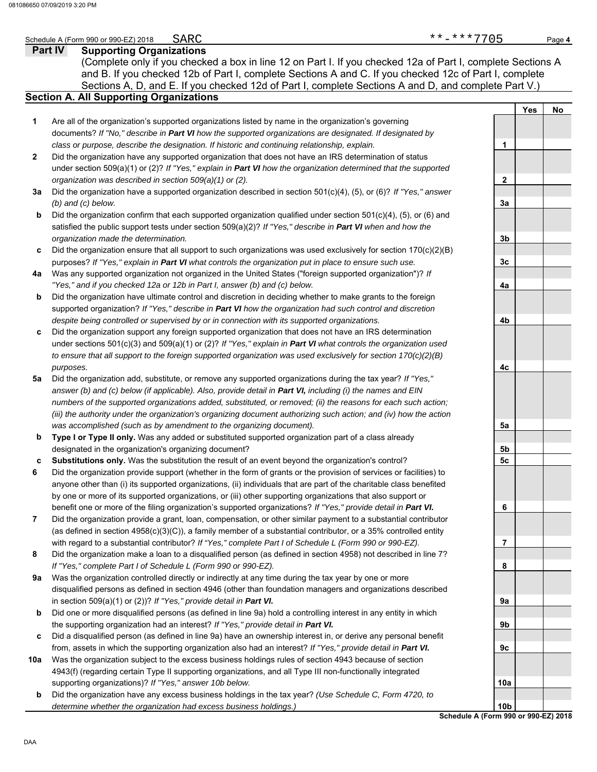Schedule A (Form 990 or 990-EZ) 2018 SARC **-***7705

## Part IV Supporting Organizations

(Complete only if you checked a box in line 12 on Part I. If you checked 12a of Part I, complete Sections A and B. If you checked 12b of Part I, complete Sections A and C. If you checked 12c of Part I, complete Sections A, D, and E. If you checked 12d of Part I, complete Sections A and D, and complete Part V.)

### Section A. All Supporting Organizations

| | | | Yes | No |
|---|---|---|---|---|
| **1** | Are all of the organization's supported organizations listed by name in the organization's governing documents? *If "No," describe in **Part VI** how the supported organizations are designated. If designated by class or purpose, describe the designation. If historic and continuing relationship, explain.* | 1 | | |
| **2** | Did the organization have any supported organization that does not have an IRS determination of status under section 509(a)(1) or (2)? *If "Yes," explain in **Part VI** how the organization determined that the supported organization was described in section 509(a)(1) or (2).* | 2 | | |
| **3a** | Did the organization have a supported organization described in section 501(c)(4), (5), or (6)? *If "Yes," answer (b) and (c) below.* | 3a | | |
| **b** | Did the organization confirm that each supported organization qualified under section 501(c)(4), (5), or (6) and satisfied the public support tests under section 509(a)(2)? *If "Yes," describe in **Part VI** when and how the organization made the determination.* | 3b | | |
| **c** | Did the organization ensure that all support to such organizations was used exclusively for section 170(c)(2)(B) purposes? *If "Yes," explain in **Part VI** what controls the organization put in place to ensure such use.* | 3c | | |
| **4a** | Was any supported organization not organized in the United States ("foreign supported organization")? *If "Yes," and if you checked 12a or 12b in Part I, answer (b) and (c) below.* | 4a | | |
| **b** | Did the organization have ultimate control and discretion in deciding whether to make grants to the foreign supported organization? *If "Yes," describe in **Part VI** how the organization had such control and discretion despite being controlled or supervised by or in connection with its supported organizations.* | 4b | | |
| **c** | Did the organization support any foreign supported organization that does not have an IRS determination under sections 501(c)(3) and 509(a)(1) or (2)? *If "Yes," explain in **Part VI** what controls the organization used to ensure that all support to the foreign supported organization was used exclusively for section 170(c)(2)(B) purposes.* | 4c | | |
| **5a** | Did the organization add, substitute, or remove any supported organizations during the tax year? *If "Yes," answer (b) and (c) below (if applicable). Also, provide detail in **Part VI,** including (i) the names and EIN numbers of the supported organizations added, substituted, or removed; (ii) the reasons for each such action; (iii) the authority under the organization's organizing document authorizing such action; and (iv) how the action was accomplished (such as by amendment to the organizing document).* | 5a | | |
| **b** | **Type I or Type II only.** Was any added or substituted supported organization part of a class already designated in the organization's organizing document? | 5b | | |
| **c** | **Substitutions only.** Was the substitution the result of an event beyond the organization's control? | 5c | | |
| **6** | Did the organization provide support (whether in the form of grants or the provision of services or facilities) to anyone other than (i) its supported organizations, (ii) individuals that are part of the charitable class benefited by one or more of its supported organizations, or (iii) other supporting organizations that also support or benefit one or more of the filing organization's supported organizations? *If "Yes," provide detail in **Part VI.*** | 6 | | |
| **7** | Did the organization provide a grant, loan, compensation, or other similar payment to a substantial contributor (as defined in section 4958(c)(3)(C)), a family member of a substantial contributor, or a 35% controlled entity with regard to a substantial contributor? *If "Yes," complete Part I of Schedule L (Form 990 or 990-EZ).* | 7 | | |
| **8** | Did the organization make a loan to a disqualified person (as defined in section 4958) not described in line 7? *If "Yes," complete Part I of Schedule L (Form 990 or 990-EZ).* | 8 | | |
| **9a** | Was the organization controlled directly or indirectly at any time during the tax year by one or more disqualified persons as defined in section 4946 (other than foundation managers and organizations described in section 509(a)(1) or (2))? *If "Yes," provide detail in **Part VI.*** | 9a | | |
| **b** | Did one or more disqualified persons (as defined in line 9a) hold a controlling interest in any entity in which the supporting organization had an interest? *If "Yes," provide detail in **Part VI.*** | 9b | | |
| **c** | Did a disqualified person (as defined in line 9a) have an ownership interest in, or derive any personal benefit from, assets in which the supporting organization also had an interest? *If "Yes," provide detail in **Part VI.*** | 9c | | |
| **10a** | Was the organization subject to the excess business holdings rules of section 4943 because of section 4943(f) (regarding certain Type II supporting organizations, and all Type III non-functionally integrated supporting organizations)? *If "Yes," answer 10b below.* | 10a | | |
| **b** | Did the organization have any excess business holdings in the tax year? *(Use Schedule C, Form 4720, to determine whether the organization had excess business holdings.)* | 10b | | |

**Schedule A (Form 990 or 990-EZ) 2018**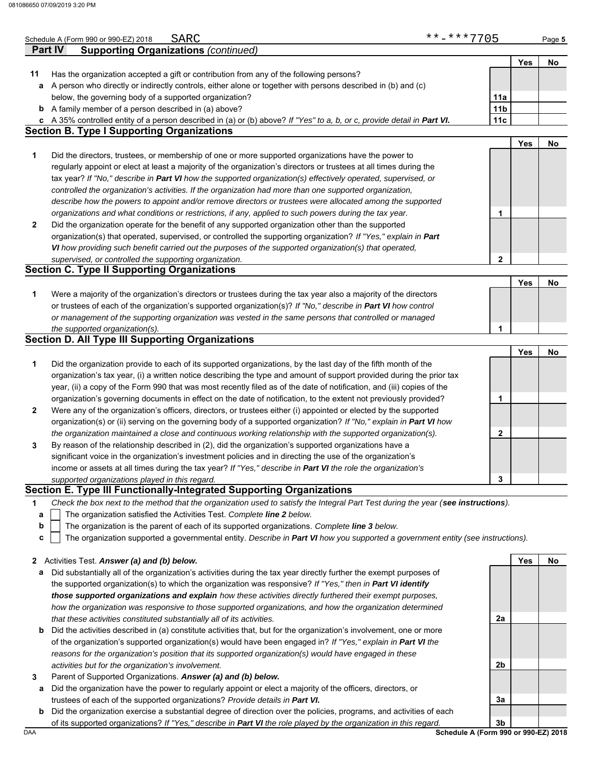Schedule A (Form 990 or 990-EZ) 2018 SARC **-***7705 Page 5

## Part IV Supporting Organizations *(continued)*

| | | | Yes | No |
|---|---|---|---|---|
| **11** | Has the organization accepted a gift or contribution from any of the following persons? | | | |
| **a** | A person who directly or indirectly controls, either alone or together with persons described in (b) and (c) below, the governing body of a supported organization? | **11a** | | |
| **b** | A family member of a person described in (a) above? | **11b** | | |
| **c** | A 35% controlled entity of a person described in (a) or (b) above? *If "Yes" to a, b, or c, provide detail in* ***Part VI.*** | **11c** | | |

### Section B. Type I Supporting Organizations

| | | | Yes | No |
|---|---|---|---|---|
| **1** | Did the directors, trustees, or membership of one or more supported organizations have the power to regularly appoint or elect at least a majority of the organization's directors or trustees at all times during the tax year? *If "No," describe in* ***Part VI*** *how the supported organization(s) effectively operated, supervised, or controlled the organization's activities. If the organization had more than one supported organization, describe how the powers to appoint and/or remove directors or trustees were allocated among the supported organizations and what conditions or restrictions, if any, applied to such powers during the tax year.* | **1** | | |
| **2** | Did the organization operate for the benefit of any supported organization other than the supported organization(s) that operated, supervised, or controlled the supporting organization? *If "Yes," explain in* ***Part VI*** *how providing such benefit carried out the purposes of the supported organization(s) that operated, supervised, or controlled the supporting organization.* | **2** | | |

### Section C. Type II Supporting Organizations

| | | | Yes | No |
|---|---|---|---|---|
| **1** | Were a majority of the organization's directors or trustees during the tax year also a majority of the directors or trustees of each of the organization's supported organization(s)? *If "No," describe in* ***Part VI*** *how control or management of the supporting organization was vested in the same persons that controlled or managed the supported organization(s).* | **1** | | |

### Section D. All Type III Supporting Organizations

| | | | Yes | No |
|---|---|---|---|---|
| **1** | Did the organization provide to each of its supported organizations, by the last day of the fifth month of the organization's tax year, (i) a written notice describing the type and amount of support provided during the prior tax year, (ii) a copy of the Form 990 that was most recently filed as of the date of notification, and (iii) copies of the organization's governing documents in effect on the date of notification, to the extent not previously provided? | **1** | | |
| **2** | Were any of the organization's officers, directors, or trustees either (i) appointed or elected by the supported organization(s) or (ii) serving on the governing body of a supported organization? *If "No," explain in* ***Part VI*** *how the organization maintained a close and continuous working relationship with the supported organization(s).* | **2** | | |
| **3** | By reason of the relationship described in (2), did the organization's supported organizations have a significant voice in the organization's investment policies and in directing the use of the organization's income or assets at all times during the tax year? *If "Yes," describe in* ***Part VI*** *the role the organization's supported organizations played in this regard.* | **3** | | |

### Section E. Type III Functionally-Integrated Supporting Organizations

**1** *Check the box next to the method that the organization used to satisfy the Integral Part Test during the year (**see instructions**).*

- **a** ☐ The organization satisfied the Activities Test. *Complete **line 2** below.*
- **b** ☐ The organization is the parent of each of its supported organizations. *Complete **line 3** below.*
- **c** ☐ The organization supported a governmental entity. *Describe in **Part VI** how you supported a government entity (see instructions).*

| | | | Yes | No |
|---|---|---|---|---|
| **2** | Activities Test. ***Answer (a) and (b) below.*** | | | |
| **a** | Did substantially all of the organization's activities during the tax year directly further the exempt purposes of the supported organization(s) to which the organization was responsive? *If "Yes," then in* ***Part VI identify those supported organizations and explain*** *how these activities directly furthered their exempt purposes, how the organization was responsive to those supported organizations, and how the organization determined that these activities constituted substantially all of its activities.* | **2a** | | |
| **b** | Did the activities described in (a) constitute activities that, but for the organization's involvement, one or more of the organization's supported organization(s) would have been engaged in? *If "Yes," explain in* ***Part VI*** *the reasons for the organization's position that its supported organization(s) would have engaged in these activities but for the organization's involvement.* | **2b** | | |
| **3** | Parent of Supported Organizations. ***Answer (a) and (b) below.*** | | | |
| **a** | Did the organization have the power to regularly appoint or elect a majority of the officers, directors, or trustees of each of the supported organizations? *Provide details in* ***Part VI.*** | **3a** | | |
| **b** | Did the organization exercise a substantial degree of direction over the policies, programs, and activities of each of its supported organizations? *If "Yes," describe in* ***Part VI*** *the role played by the organization in this regard.* | **3b** | | |

DAA **Schedule A (Form 990 or 990-EZ) 2018**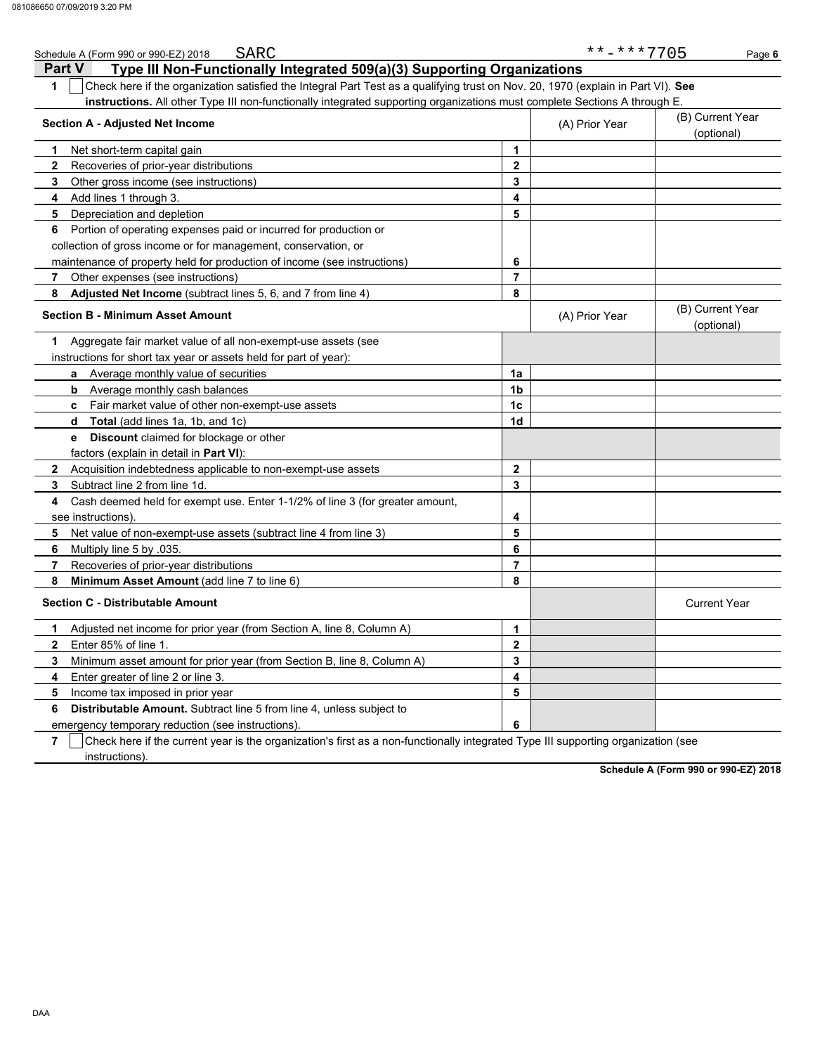Schedule A (Form 990 or 990-EZ) 2018 SARC **-***7705

## Part V Type III Non-Functionally Integrated 509(a)(3) Supporting Organizations

1 ☐ Check here if the organization satisfied the Integral Part Test as a qualifying trust on Nov. 20, 1970 (explain in Part VI). **See instructions.** All other Type III non-functionally integrated supporting organizations must complete Sections A through E.

| Section A - Adjusted Net Income | | (A) Prior Year | (B) Current Year (optional) |
|---|---|---|---|
| 1 Net short-term capital gain | 1 | | |
| 2 Recoveries of prior-year distributions | 2 | | |
| 3 Other gross income (see instructions) | 3 | | |
| 4 Add lines 1 through 3. | 4 | | |
| 5 Depreciation and depletion | 5 | | |
| 6 Portion of operating expenses paid or incurred for production or collection of gross income or for management, conservation, or maintenance of property held for production of income (see instructions) | 6 | | |
| 7 Other expenses (see instructions) | 7 | | |
| 8 **Adjusted Net Income** (subtract lines 5, 6, and 7 from line 4) | 8 | | |

| Section B - Minimum Asset Amount | | (A) Prior Year | (B) Current Year (optional) |
|---|---|---|---|
| 1 Aggregate fair market value of all non-exempt-use assets (see instructions for short tax year or assets held for part of year): | | | |
| a Average monthly value of securities | 1a | | |
| b Average monthly cash balances | 1b | | |
| c Fair market value of other non-exempt-use assets | 1c | | |
| d **Total** (add lines 1a, 1b, and 1c) | 1d | | |
| e **Discount** claimed for blockage or other factors (explain in detail in **Part VI**): | | | |
| 2 Acquisition indebtedness applicable to non-exempt-use assets | 2 | | |
| 3 Subtract line 2 from line 1d. | 3 | | |
| 4 Cash deemed held for exempt use. Enter 1-1/2% of line 3 (for greater amount, see instructions). | 4 | | |
| 5 Net value of non-exempt-use assets (subtract line 4 from line 3) | 5 | | |
| 6 Multiply line 5 by .035. | 6 | | |
| 7 Recoveries of prior-year distributions | 7 | | |
| 8 **Minimum Asset Amount** (add line 7 to line 6) | 8 | | |

| Section C - Distributable Amount | | | Current Year |
|---|---|---|---|
| 1 Adjusted net income for prior year (from Section A, line 8, Column A) | 1 | | |
| 2 Enter 85% of line 1. | 2 | | |
| 3 Minimum asset amount for prior year (from Section B, line 8, Column A) | 3 | | |
| 4 Enter greater of line 2 or line 3. | 4 | | |
| 5 Income tax imposed in prior year | 5 | | |
| 6 **Distributable Amount.** Subtract line 5 from line 4, unless subject to emergency temporary reduction (see instructions). | 6 | | |

7 ☐ Check here if the current year is the organization's first as a non-functionally integrated Type III supporting organization (see instructions).

**Schedule A (Form 990 or 990-EZ) 2018**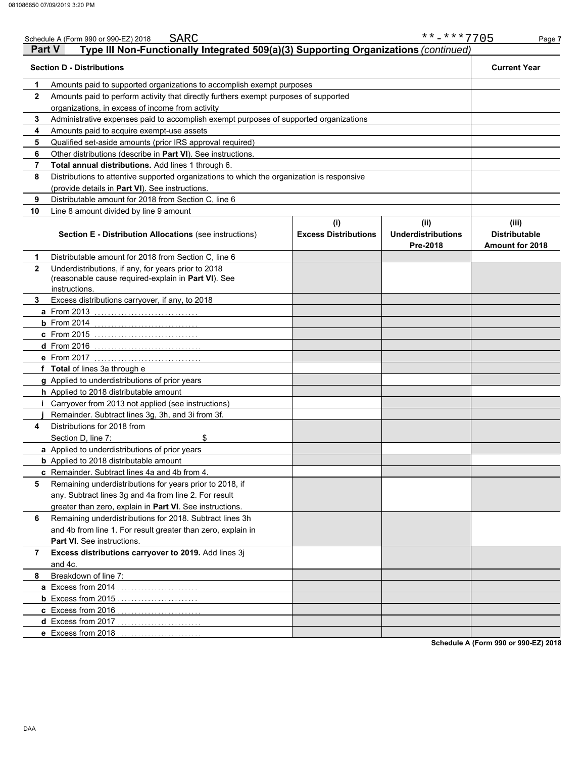Schedule A (Form 990 or 990-EZ) 2018 SARC **-***7705

## Part V Type III Non-Functionally Integrated 509(a)(3) Supporting Organizations *(continued)*

| Section D - Distributions | | Current Year |
|---|---|---|
| 1 | Amounts paid to supported organizations to accomplish exempt purposes | |
| 2 | Amounts paid to perform activity that directly furthers exempt purposes of supported organizations, in excess of income from activity | |
| 3 | Administrative expenses paid to accomplish exempt purposes of supported organizations | |
| 4 | Amounts paid to acquire exempt-use assets | |
| 5 | Qualified set-aside amounts (prior IRS approval required) | |
| 6 | Other distributions (describe in **Part VI**). See instructions. | |
| 7 | **Total annual distributions.** Add lines 1 through 6. | |
| 8 | Distributions to attentive supported organizations to which the organization is responsive (provide details in **Part VI**). See instructions. | |
| 9 | Distributable amount for 2018 from Section C, line 6 | |
| 10 | Line 8 amount divided by line 9 amount | |

| | **Section E - Distribution Allocations** (see instructions) | (i) Excess Distributions | (ii) Underdistributions Pre-2018 | (iii) Distributable Amount for 2018 |
|---|---|---|---|---|
| 1 | Distributable amount for 2018 from Section C, line 6 | | | |
| 2 | Underdistributions, if any, for years prior to 2018 (reasonable cause required-explain in **Part VI**). See instructions. | | | |
| 3 | Excess distributions carryover, if any, to 2018 | | | |
| a | From 2013 | | | |
| b | From 2014 | | | |
| c | From 2015 | | | |
| d | From 2016 | | | |
| e | From 2017 | | | |
| f | **Total** of lines 3a through e | | | |
| g | Applied to underdistributions of prior years | | | |
| h | Applied to 2018 distributable amount | | | |
| i | Carryover from 2013 not applied (see instructions) | | | |
| j | Remainder. Subtract lines 3g, 3h, and 3i from 3f. | | | |
| 4 | Distributions for 2018 from Section D, line 7: $ | | | |
| a | Applied to underdistributions of prior years | | | |
| b | Applied to 2018 distributable amount | | | |
| c | Remainder. Subtract lines 4a and 4b from 4. | | | |
| 5 | Remaining underdistributions for years prior to 2018, if any. Subtract lines 3g and 4a from line 2. For result greater than zero, explain in **Part VI**. See instructions. | | | |
| 6 | Remaining underdistributions for 2018. Subtract lines 3h and 4b from line 1. For result greater than zero, explain in **Part VI**. See instructions. | | | |
| 7 | **Excess distributions carryover to 2019.** Add lines 3j and 4c. | | | |
| 8 | Breakdown of line 7: | | | |
| a | Excess from 2014 | | | |
| b | Excess from 2015 | | | |
| c | Excess from 2016 | | | |
| d | Excess from 2017 | | | |
| e | Excess from 2018 | | | |

Schedule A (Form 990 or 990-EZ) 2018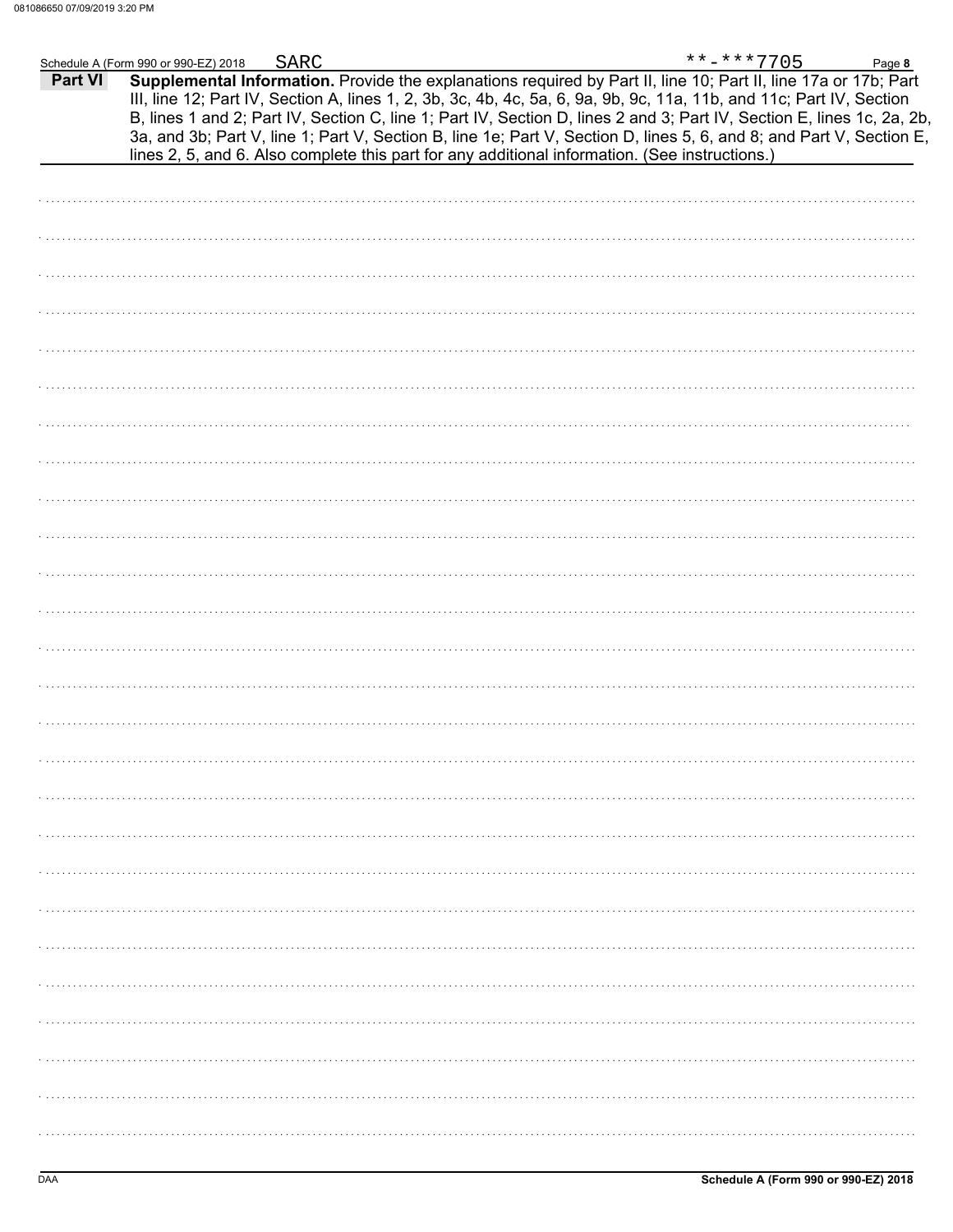Schedule A (Form 990 or 990-EZ) 2018 SARC **-***7705 Page 8

## Part VI Supplemental Information.

**Supplemental Information.** Provide the explanations required by Part II, line 10; Part II, line 17a or 17b; Part III, line 12; Part IV, Section A, lines 1, 2, 3b, 3c, 4b, 4c, 5a, 6, 9a, 9b, 9c, 11a, 11b, and 11c; Part IV, Section B, lines 1 and 2; Part IV, Section C, line 1; Part IV, Section D, lines 2 and 3; Part IV, Section E, lines 1c, 2a, 2b, 3a, and 3b; Part V, line 1; Part V, Section B, line 1e; Part V, Section D, lines 5, 6, and 8; and Part V, Section E, lines 2, 5, and 6. Also complete this part for any additional information. (See instructions.)

DAA **Schedule A (Form 990 or 990-EZ) 2018**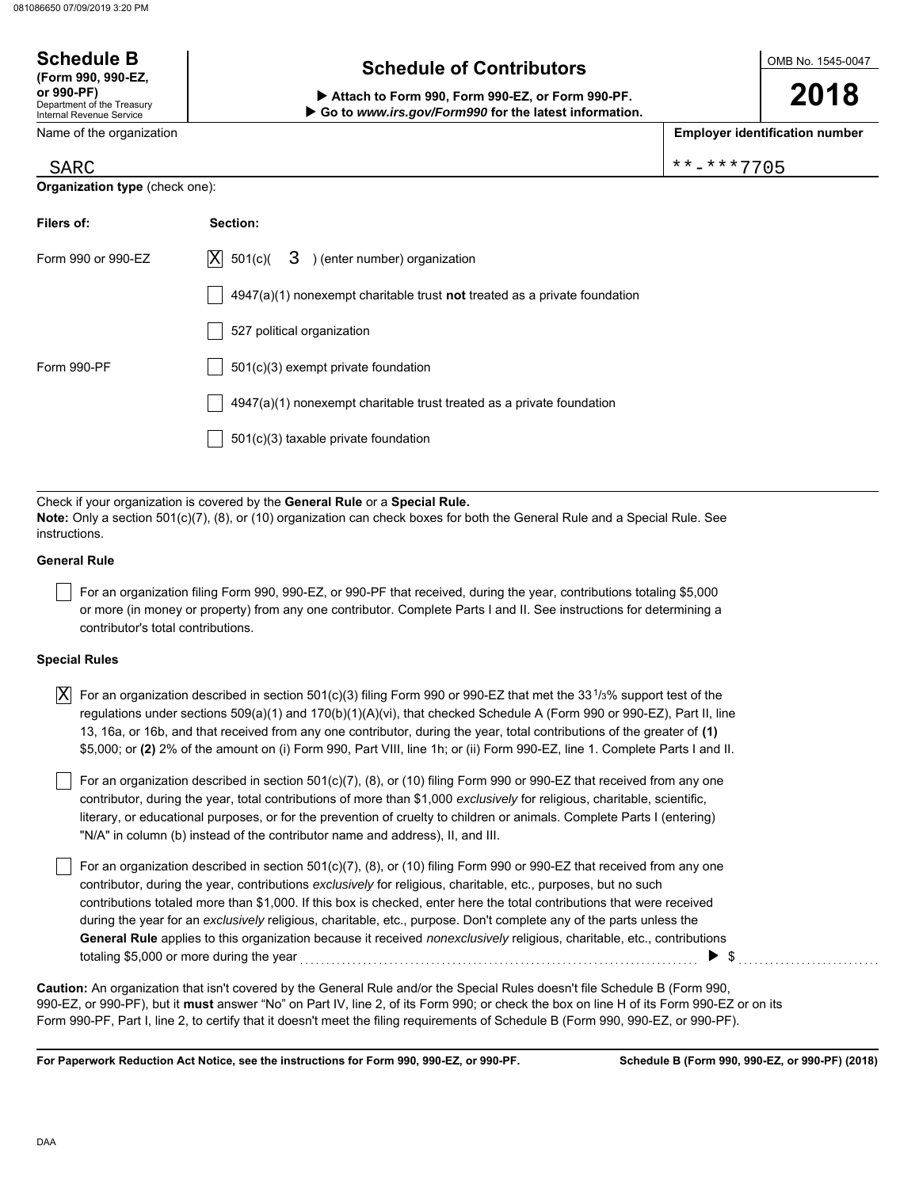**Schedule B**
**(Form 990, 990-EZ, or 990-PF)**
Department of the Treasury
Internal Revenue Service

# Schedule of Contributors

▶ **Attach to Form 990, Form 990-EZ, or Form 990-PF.**
▶ **Go to *www.irs.gov/Form990* for the latest information.**

OMB No. 1545-0047

**2018**

| Name of the organization | Employer identification number |
|---|---|
| SARC | **-***7705 |

**Organization type** (check one):

| Filers of: | Section: |
|---|---|
| Form 990 or 990-EZ | [X] 501(c)( 3 ) (enter number) organization |
| | [ ] 4947(a)(1) nonexempt charitable trust **not** treated as a private foundation |
| | [ ] 527 political organization |
| Form 990-PF | [ ] 501(c)(3) exempt private foundation |
| | [ ] 4947(a)(1) nonexempt charitable trust treated as a private foundation |
| | [ ] 501(c)(3) taxable private foundation |

Check if your organization is covered by the **General Rule** or a **Special Rule.**
**Note:** Only a section 501(c)(7), (8), or (10) organization can check boxes for both the General Rule and a Special Rule. See instructions.

**General Rule**

[ ] For an organization filing Form 990, 990-EZ, or 990-PF that received, during the year, contributions totaling $5,000 or more (in money or property) from any one contributor. Complete Parts I and II. See instructions for determining a contributor's total contributions.

**Special Rules**

[X] For an organization described in section 501(c)(3) filing Form 990 or 990-EZ that met the 33 1/3% support test of the regulations under sections 509(a)(1) and 170(b)(1)(A)(vi), that checked Schedule A (Form 990 or 990-EZ), Part II, line 13, 16a, or 16b, and that received from any one contributor, during the year, total contributions of the greater of **(1)** $5,000; or **(2)** 2% of the amount on (i) Form 990, Part VIII, line 1h; or (ii) Form 990-EZ, line 1. Complete Parts I and II.

[ ] For an organization described in section 501(c)(7), (8), or (10) filing Form 990 or 990-EZ that received from any one contributor, during the year, total contributions of more than $1,000 *exclusively* for religious, charitable, scientific, literary, or educational purposes, or for the prevention of cruelty to children or animals. Complete Parts I (entering "N/A" in column (b) instead of the contributor name and address), II, and III.

[ ] For an organization described in section 501(c)(7), (8), or (10) filing Form 990 or 990-EZ that received from any one contributor, during the year, contributions *exclusively* for religious, charitable, etc., purposes, but no such contributions totaled more than $1,000. If this box is checked, enter here the total contributions that were received during the year for an *exclusively* religious, charitable, etc., purpose. Don't complete any of the parts unless the **General Rule** applies to this organization because it received *nonexclusively* religious, charitable, etc., contributions totaling $5,000 or more during the year ▶ $

**Caution:** An organization that isn't covered by the General Rule and/or the Special Rules doesn't file Schedule B (Form 990, 990-EZ, or 990-PF), but it **must** answer "No" on Part IV, line 2, of its Form 990; or check the box on line H of its Form 990-EZ or on its Form 990-PF, Part I, line 2, to certify that it doesn't meet the filing requirements of Schedule B (Form 990, 990-EZ, or 990-PF).

**For Paperwork Reduction Act Notice, see the instructions for Form 990, 990-EZ, or 990-PF.** **Schedule B (Form 990, 990-EZ, or 990-PF) (2018)**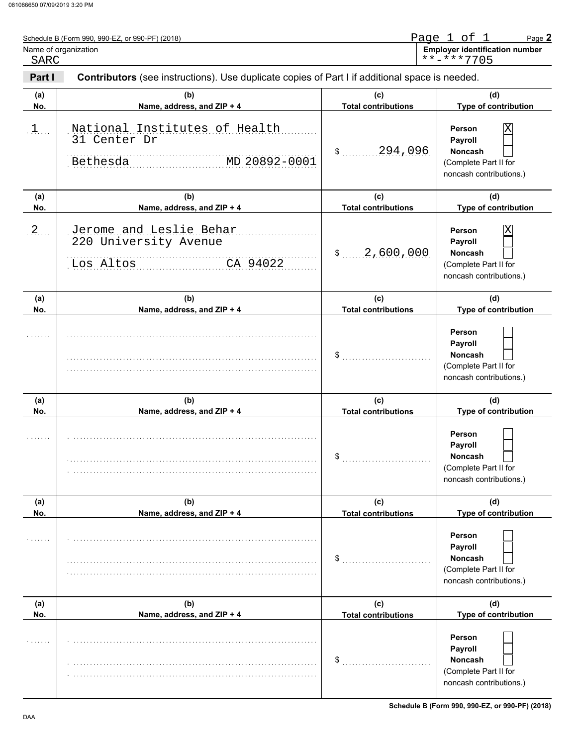Schedule B (Form 990, 990-EZ, or 990-PF) (2018)

Name of organization: SARC

Employer identification number: **-***7705

**Part I** **Contributors** (see instructions). Use duplicate copies of Part I if additional space is needed.

| (a) No. | (b) Name, address, and ZIP + 4 | (c) Total contributions | (d) Type of contribution |
|---|---|---|---|
| 1 | National Institutes of Health<br>31 Center Dr<br>Bethesda MD 20892-0001 | $ 294,096 | Person [X]<br>Payroll [ ]<br>Noncash [ ]<br>(Complete Part II for noncash contributions.) |
| 2 | Jerome and Leslie Behar<br>220 University Avenue<br>Los Altos CA 94022 | $ 2,600,000 | Person [X]<br>Payroll [ ]<br>Noncash [ ]<br>(Complete Part II for noncash contributions.) |
| | | $ | Person [ ]<br>Payroll [ ]<br>Noncash [ ]<br>(Complete Part II for noncash contributions.) |
| | | $ | Person [ ]<br>Payroll [ ]<br>Noncash [ ]<br>(Complete Part II for noncash contributions.) |
| | | $ | Person [ ]<br>Payroll [ ]<br>Noncash [ ]<br>(Complete Part II for noncash contributions.) |
| | | $ | Person [ ]<br>Payroll [ ]<br>Noncash [ ]<br>(Complete Part II for noncash contributions.) |

Schedule B (Form 990, 990-EZ, or 990-PF) (2018)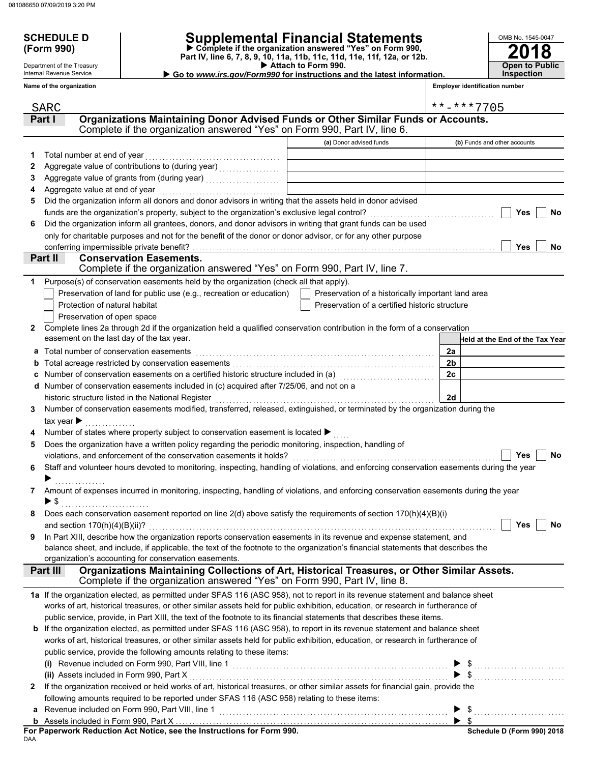# SCHEDULE D (Form 990)

Department of the Treasury
Internal Revenue Service

# Supplemental Financial Statements

▶ Complete if the organization answered "Yes" on Form 990, Part IV, line 6, 7, 8, 9, 10, 11a, 11b, 11c, 11d, 11e, 11f, 12a, or 12b.
▶ Attach to Form 990.
▶ Go to *www.irs.gov/Form990* for instructions and the latest information.

OMB No. 1545-0047

**2018**

**Open to Public Inspection**

**Name of the organization:** SARC

**Employer identification number:** **-***7705

## Part I — Organizations Maintaining Donor Advised Funds or Other Similar Funds or Accounts.
Complete if the organization answered "Yes" on Form 990, Part IV, line 6.

| | | (a) Donor advised funds | (b) Funds and other accounts |
|---|---|---|---|
| 1 | Total number at end of year | | |
| 2 | Aggregate value of contributions to (during year) | | |
| 3 | Aggregate value of grants from (during year) | | |
| 4 | Aggregate value at end of year | | |

5 Did the organization inform all donors and donor advisors in writing that the assets held in donor advised funds are the organization's property, subject to the organization's exclusive legal control? ☐ Yes ☐ No

6 Did the organization inform all grantees, donors, and donor advisors in writing that grant funds can be used only for charitable purposes and not for the benefit of the donor or donor advisor, or for any other purpose conferring impermissible private benefit? ☐ Yes ☐ No

## Part II — Conservation Easements.
Complete if the organization answered "Yes" on Form 990, Part IV, line 7.

1 Purpose(s) of conservation easements held by the organization (check all that apply).

- ☐ Preservation of land for public use (e.g., recreation or education)
- ☐ Preservation of a historically important land area
- ☐ Protection of natural habitat
- ☐ Preservation of a certified historic structure
- ☐ Preservation of open space

2 Complete lines 2a through 2d if the organization held a qualified conservation contribution in the form of a conservation easement on the last day of the tax year.

| | | | Held at the End of the Tax Year |
|---|---|---|---|
| a | Total number of conservation easements | 2a | |
| b | Total acreage restricted by conservation easements | 2b | |
| c | Number of conservation easements on a certified historic structure included in (a) | 2c | |
| d | Number of conservation easements included in (c) acquired after 7/25/06, and not on a historic structure listed in the National Register | 2d | |

3 Number of conservation easements modified, transferred, released, extinguished, or terminated by the organization during the tax year ▶

4 Number of states where property subject to conservation easement is located ▶

5 Does the organization have a written policy regarding the periodic monitoring, inspection, handling of violations, and enforcement of the conservation easements it holds? ☐ Yes ☐ No

6 Staff and volunteer hours devoted to monitoring, inspecting, handling of violations, and enforcing conservation easements during the year ▶

7 Amount of expenses incurred in monitoring, inspecting, handling of violations, and enforcing conservation easements during the year ▶ $

8 Does each conservation easement reported on line 2(d) above satisfy the requirements of section 170(h)(4)(B)(i) and section 170(h)(4)(B)(ii)? ☐ Yes ☐ No

9 In Part XIII, describe how the organization reports conservation easements in its revenue and expense statement, and balance sheet, and include, if applicable, the text of the footnote to the organization's financial statements that describes the organization's accounting for conservation easements.

## Part III — Organizations Maintaining Collections of Art, Historical Treasures, or Other Similar Assets.
Complete if the organization answered "Yes" on Form 990, Part IV, line 8.

1a If the organization elected, as permitted under SFAS 116 (ASC 958), not to report in its revenue statement and balance sheet works of art, historical treasures, or other similar assets held for public exhibition, education, or research in furtherance of public service, provide, in Part XIII, the text of the footnote to its financial statements that describes these items.

b If the organization elected, as permitted under SFAS 116 (ASC 958), to report in its revenue statement and balance sheet works of art, historical treasures, or other similar assets held for public exhibition, education, or research in furtherance of public service, provide the following amounts relating to these items:

(i) Revenue included on Form 990, Part VIII, line 1 ▶ $

(ii) Assets included in Form 990, Part X ▶ $

2 If the organization received or held works of art, historical treasures, or other similar assets for financial gain, provide the following amounts required to be reported under SFAS 116 (ASC 958) relating to these items:

a Revenue included on Form 990, Part VIII, line 1 ▶ $

b Assets included in Form 990, Part X ▶ $

**For Paperwork Reduction Act Notice, see the Instructions for Form 990.**

DAA

**Schedule D (Form 990) 2018**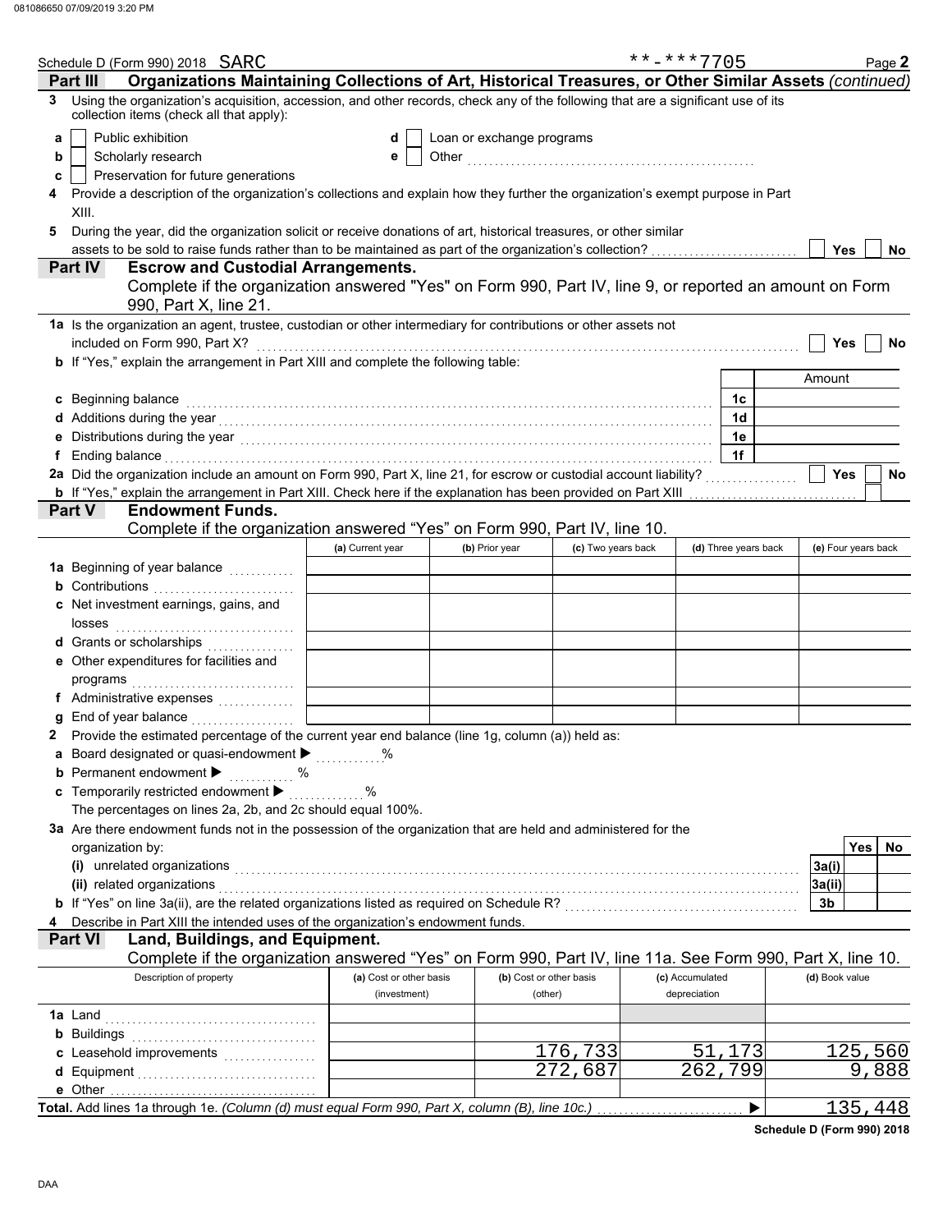Schedule D (Form 990) 2018 SARC **-***7705

## Part III Organizations Maintaining Collections of Art, Historical Treasures, or Other Similar Assets *(continued)*

**3** Using the organization's acquisition, accession, and other records, check any of the following that are a significant use of its collection items (check all that apply):

- **a** ☐ Public exhibition
- **b** ☐ Scholarly research
- **c** ☐ Preservation for future generations
- **d** ☐ Loan or exchange programs
- **e** ☐ Other ....................

**4** Provide a description of the organization's collections and explain how they further the organization's exempt purpose in Part XIII.

**5** During the year, did the organization solicit or receive donations of art, historical treasures, or other similar assets to be sold to raise funds rather than to be maintained as part of the organization's collection? ☐ Yes ☐ No

## Part IV Escrow and Custodial Arrangements.

Complete if the organization answered "Yes" on Form 990, Part IV, line 9, or reported an amount on Form 990, Part X, line 21.

**1a** Is the organization an agent, trustee, custodian or other intermediary for contributions or other assets not included on Form 990, Part X? ☐ Yes ☐ No

**b** If "Yes," explain the arrangement in Part XIII and complete the following table:

| | | Amount |
|---|---|---|
| **c** Beginning balance | 1c | |
| **d** Additions during the year | 1d | |
| **e** Distributions during the year | 1e | |
| **f** Ending balance | 1f | |

**2a** Did the organization include an amount on Form 990, Part X, line 21, for escrow or custodial account liability? ☐ Yes ☐ No

**b** If "Yes," explain the arrangement in Part XIII. Check here if the explanation has been provided on Part XIII ☐

## Part V Endowment Funds.

Complete if the organization answered "Yes" on Form 990, Part IV, line 10.

| | (a) Current year | (b) Prior year | (c) Two years back | (d) Three years back | (e) Four years back |
|---|---|---|---|---|---|
| **1a** Beginning of year balance | | | | | |
| **b** Contributions | | | | | |
| **c** Net investment earnings, gains, and losses | | | | | |
| **d** Grants or scholarships | | | | | |
| **e** Other expenditures for facilities and programs | | | | | |
| **f** Administrative expenses | | | | | |
| **g** End of year balance | | | | | |

**2** Provide the estimated percentage of the current year end balance (line 1g, column (a)) held as:

- **a** Board designated or quasi-endowment ▶ ..........%
- **b** Permanent endowment ▶ ..........%
- **c** Temporarily restricted endowment ▶ ..........%

The percentages on lines 2a, 2b, and 2c should equal 100%.

**3a** Are there endowment funds not in the possession of the organization that are held and administered for the organization by:

| | | Yes | No |
|---|---|---|---|
| **(i)** unrelated organizations | 3a(i) | | |
| **(ii)** related organizations | 3a(ii) | | |
| **b** If "Yes" on line 3a(ii), are the related organizations listed as required on Schedule R? | 3b | | |

**4** Describe in Part XIII the intended uses of the organization's endowment funds.

## Part VI Land, Buildings, and Equipment.

Complete if the organization answered "Yes" on Form 990, Part IV, line 11a. See Form 990, Part X, line 10.

| Description of property | (a) Cost or other basis (investment) | (b) Cost or other basis (other) | (c) Accumulated depreciation | (d) Book value |
|---|---|---|---|---|
| **1a** Land | | | | |
| **b** Buildings | | | | |
| **c** Leasehold improvements | | 176,733 | 51,173 | 125,560 |
| **d** Equipment | | 272,687 | 262,799 | 9,888 |
| **e** Other | | | | |
| **Total.** Add lines 1a through 1e. *(Column (d) must equal Form 990, Part X, column (B), line 10c.)* | | | ▶ | 135,448 |

**Schedule D (Form 990) 2018**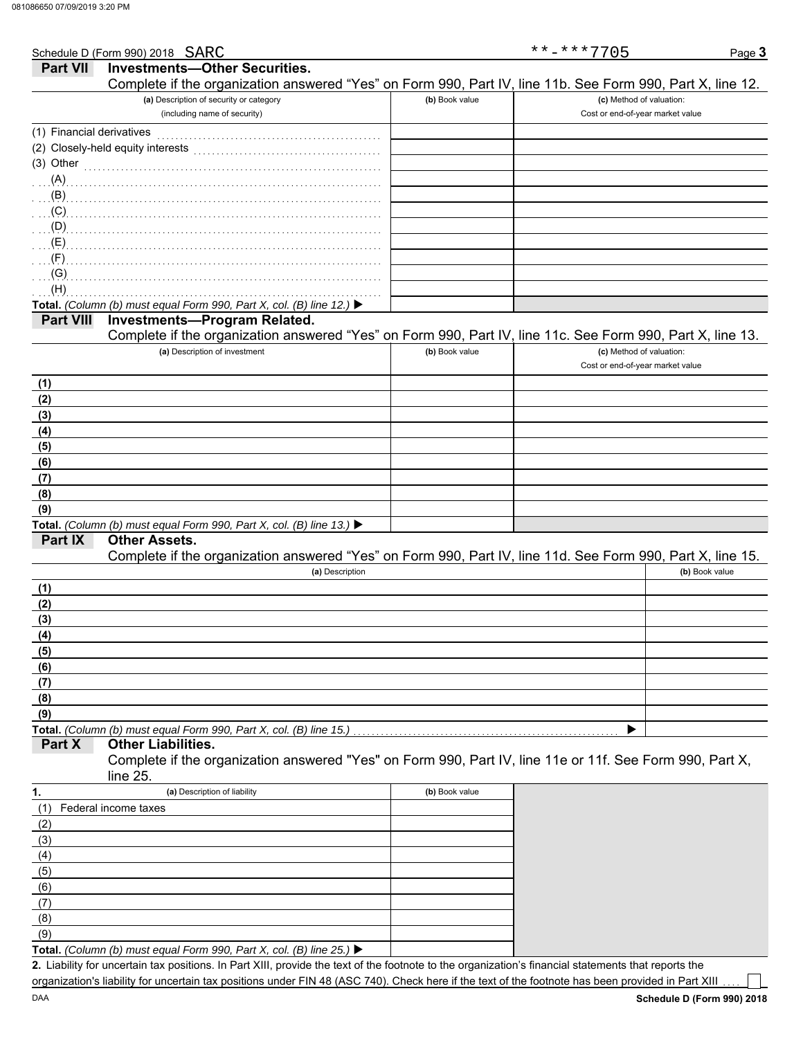Schedule D (Form 990) 2018 SARC **-***7705

## Part VII Investments—Other Securities.

Complete if the organization answered "Yes" on Form 990, Part IV, line 11b. See Form 990, Part X, line 12.

| (a) Description of security or category (including name of security) | (b) Book value | (c) Method of valuation: Cost or end-of-year market value |
|---|---|---|
| (1) Financial derivatives | | |
| (2) Closely-held equity interests | | |
| (3) Other | | |
| (A) | | |
| (B) | | |
| (C) | | |
| (D) | | |
| (E) | | |
| (F) | | |
| (G) | | |
| (H) | | |
| **Total.** *(Column (b) must equal Form 990, Part X, col. (B) line 12.)* ▶ | | |

## Part VIII Investments—Program Related.

Complete if the organization answered "Yes" on Form 990, Part IV, line 11c. See Form 990, Part X, line 13.

| (a) Description of investment | (b) Book value | (c) Method of valuation: Cost or end-of-year market value |
|---|---|---|
| (1) | | |
| (2) | | |
| (3) | | |
| (4) | | |
| (5) | | |
| (6) | | |
| (7) | | |
| (8) | | |
| (9) | | |
| **Total.** *(Column (b) must equal Form 990, Part X, col. (B) line 13.)* ▶ | | |

## Part IX Other Assets.

Complete if the organization answered "Yes" on Form 990, Part IV, line 11d. See Form 990, Part X, line 15.

| (a) Description | (b) Book value |
|---|---|
| (1) | |
| (2) | |
| (3) | |
| (4) | |
| (5) | |
| (6) | |
| (7) | |
| (8) | |
| (9) | |
| **Total.** *(Column (b) must equal Form 990, Part X, col. (B) line 15.)* ▶ | |

## Part X Other Liabilities.

Complete if the organization answered "Yes" on Form 990, Part IV, line 11e or 11f. See Form 990, Part X, line 25.

| 1. (a) Description of liability | (b) Book value |
|---|---|
| (1) Federal income taxes | |
| (2) | |
| (3) | |
| (4) | |
| (5) | |
| (6) | |
| (7) | |
| (8) | |
| (9) | |
| **Total.** *(Column (b) must equal Form 990, Part X, col. (B) line 25.)* ▶ | |

**2.** Liability for uncertain tax positions. In Part XIII, provide the text of the footnote to the organization's financial statements that reports the organization's liability for uncertain tax positions under FIN 48 (ASC 740). Check here if the text of the footnote has been provided in Part XIII ☐

DAA **Schedule D (Form 990) 2018**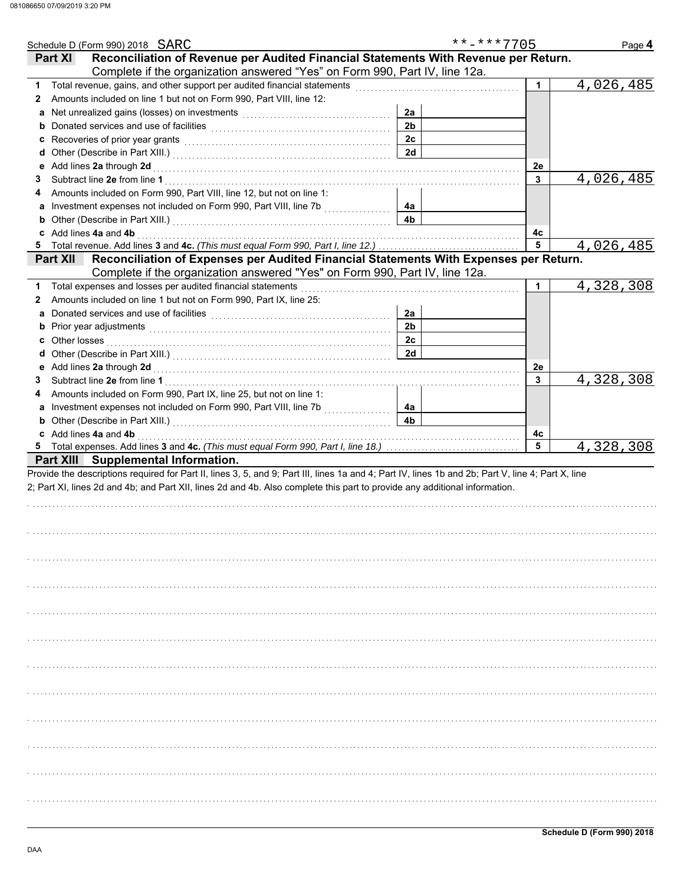Schedule D (Form 990) 2018 SARC **-***7705

## Part XI Reconciliation of Revenue per Audited Financial Statements With Revenue per Return.

Complete if the organization answered "Yes" on Form 990, Part IV, line 12a.

| | | | | | |
|---|---|---|---|---|---|
| 1 | Total revenue, gains, and other support per audited financial statements | | | 1 | 4,026,485 |
| 2 | Amounts included on line 1 but not on Form 990, Part VIII, line 12: | | | | |
| a | Net unrealized gains (losses) on investments | 2a | | | |
| b | Donated services and use of facilities | 2b | | | |
| c | Recoveries of prior year grants | 2c | | | |
| d | Other (Describe in Part XIII.) | 2d | | | |
| e | Add lines **2a** through **2d** | | | 2e | |
| 3 | Subtract line **2e** from line **1** | | | 3 | 4,026,485 |
| 4 | Amounts included on Form 990, Part VIII, line 12, but not on line 1: | | | | |
| a | Investment expenses not included on Form 990, Part VIII, line 7b | 4a | | | |
| b | Other (Describe in Part XIII.) | 4b | | | |
| c | Add lines **4a** and **4b** | | | 4c | |
| 5 | Total revenue. Add lines **3** and **4c.** *(This must equal Form 990, Part I, line 12.)* | | | 5 | 4,026,485 |

## Part XII Reconciliation of Expenses per Audited Financial Statements With Expenses per Return.

Complete if the organization answered "Yes" on Form 990, Part IV, line 12a.

| | | | | | |
|---|---|---|---|---|---|
| 1 | Total expenses and losses per audited financial statements | | | 1 | 4,328,308 |
| 2 | Amounts included on line 1 but not on Form 990, Part IX, line 25: | | | | |
| a | Donated services and use of facilities | 2a | | | |
| b | Prior year adjustments | 2b | | | |
| c | Other losses | 2c | | | |
| d | Other (Describe in Part XIII.) | 2d | | | |
| e | Add lines **2a** through **2d** | | | 2e | |
| 3 | Subtract line **2e** from line **1** | | | 3 | 4,328,308 |
| 4 | Amounts included on Form 990, Part IX, line 25, but not on line 1: | | | | |
| a | Investment expenses not included on Form 990, Part VIII, line 7b | 4a | | | |
| b | Other (Describe in Part XIII.) | 4b | | | |
| c | Add lines **4a** and **4b** | | | 4c | |
| 5 | Total expenses. Add lines **3** and **4c.** *(This must equal Form 990, Part I, line 18.)* | | | 5 | 4,328,308 |

## Part XIII Supplemental Information.

Provide the descriptions required for Part II, lines 3, 5, and 9; Part III, lines 1a and 4; Part IV, lines 1b and 2b; Part V, line 4; Part X, line 2; Part XI, lines 2d and 4b; and Part XII, lines 2d and 4b. Also complete this part to provide any additional information.

Schedule D (Form 990) 2018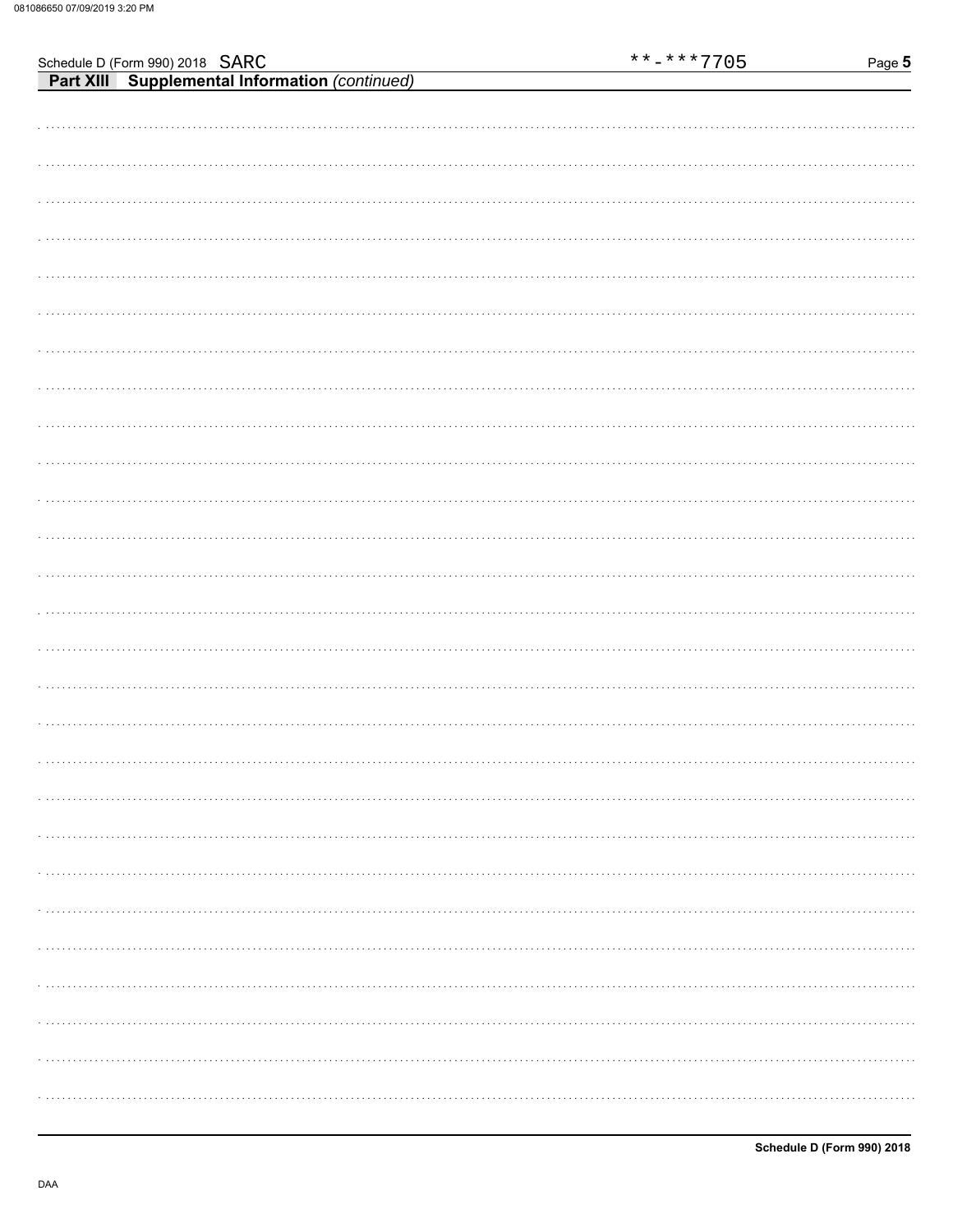Schedule D (Form 990) 2018 SARC **-***7705

**Part XIII Supplemental Information** *(continued)*

Schedule D (Form 990) 2018

DAA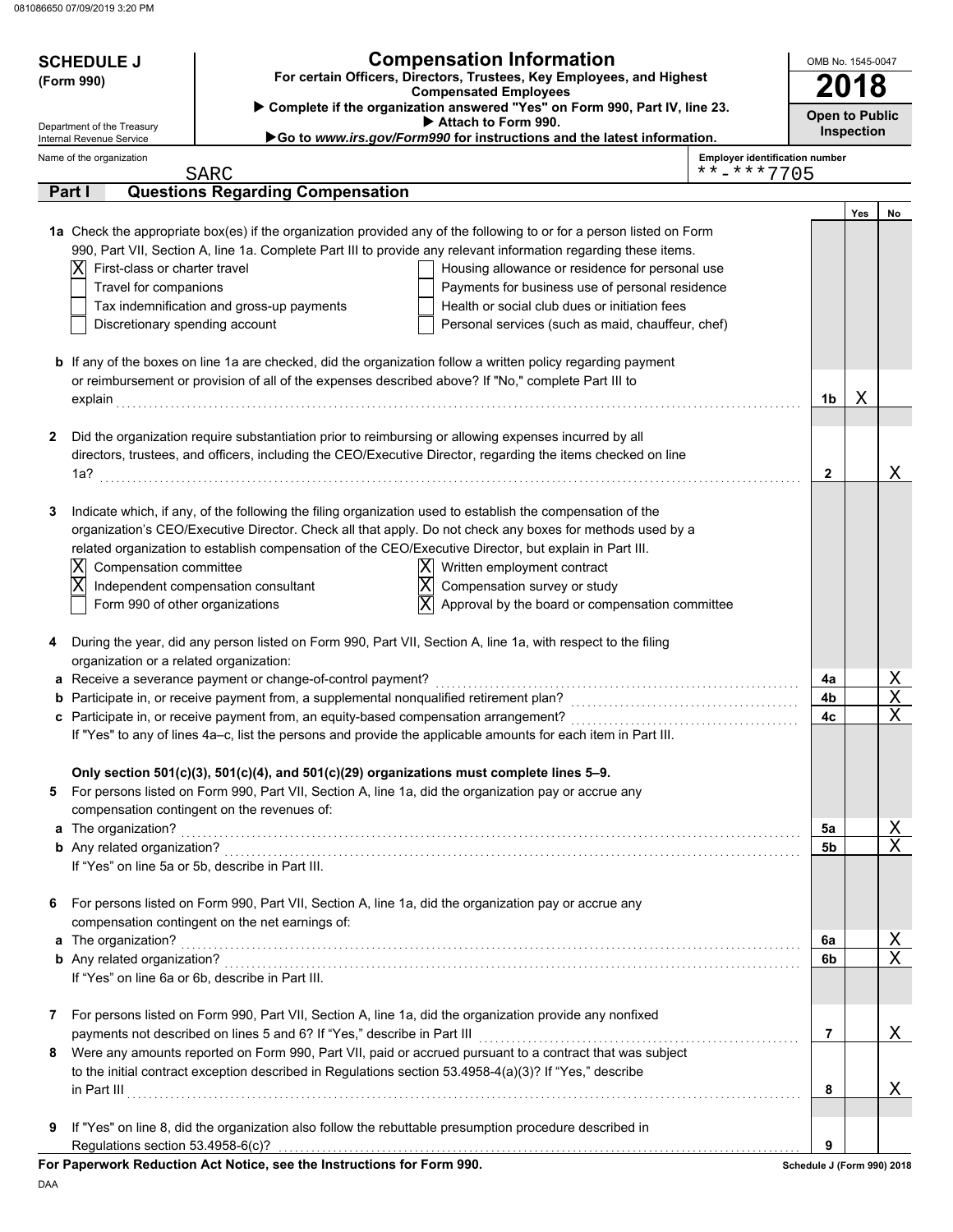081086650 07/09/2019 3:20 PM

**SCHEDULE J**
**(Form 990)**

Department of the Treasury
Internal Revenue Service

# Compensation Information

**For certain Officers, Directors, Trustees, Key Employees, and Highest Compensated Employees**

▶ **Complete if the organization answered "Yes" on Form 990, Part IV, line 23.**
▶ **Attach to Form 990.**
▶**Go to *www.irs.gov/Form990* for instructions and the latest information.**

OMB No. 1545-0047
**2018**
**Open to Public Inspection**

Name of the organization: SARC
Employer identification number: **-***7705

## Part I Questions Regarding Compensation

| | | | Yes | No |
|---|---|---|---|---|
| **1a** | Check the appropriate box(es) if the organization provided any of the following to or for a person listed on Form 990, Part VII, Section A, line 1a. Complete Part III to provide any relevant information regarding these items.<br>[X] First-class or charter travel<br>[ ] Travel for companions<br>[ ] Tax indemnification and gross-up payments<br>[ ] Discretionary spending account<br>[ ] Housing allowance or residence for personal use<br>[ ] Payments for business use of personal residence<br>[ ] Health or social club dues or initiation fees<br>[ ] Personal services (such as maid, chauffeur, chef) | | | |
| **b** | If any of the boxes on line 1a are checked, did the organization follow a written policy regarding payment or reimbursement or provision of all of the expenses described above? If "No," complete Part III to explain | **1b** | X | |
| **2** | Did the organization require substantiation prior to reimbursing or allowing expenses incurred by all directors, trustees, and officers, including the CEO/Executive Director, regarding the items checked on line 1a? | **2** | | X |
| **3** | Indicate which, if any, of the following the filing organization used to establish the compensation of the organization's CEO/Executive Director. Check all that apply. Do not check any boxes for methods used by a related organization to establish compensation of the CEO/Executive Director, but explain in Part III.<br>[X] Compensation committee<br>[X] Independent compensation consultant<br>[ ] Form 990 of other organizations<br>[X] Written employment contract<br>[X] Compensation survey or study<br>[X] Approval by the board or compensation committee | | | |
| **4** | During the year, did any person listed on Form 990, Part VII, Section A, line 1a, with respect to the filing organization or a related organization: | | | |
| **a** | Receive a severance payment or change-of-control payment? | **4a** | | X |
| **b** | Participate in, or receive payment from, a supplemental nonqualified retirement plan? | **4b** | | X |
| **c** | Participate in, or receive payment from, an equity-based compensation arrangement?<br>If "Yes" to any of lines 4a–c, list the persons and provide the applicable amounts for each item in Part III. | **4c** | | X |
| | **Only section 501(c)(3), 501(c)(4), and 501(c)(29) organizations must complete lines 5–9.** | | | |
| **5** | For persons listed on Form 990, Part VII, Section A, line 1a, did the organization pay or accrue any compensation contingent on the revenues of: | | | |
| **a** | The organization? | **5a** | | X |
| **b** | Any related organization?<br>If "Yes" on line 5a or 5b, describe in Part III. | **5b** | | X |
| **6** | For persons listed on Form 990, Part VII, Section A, line 1a, did the organization pay or accrue any compensation contingent on the net earnings of: | | | |
| **a** | The organization? | **6a** | | X |
| **b** | Any related organization?<br>If "Yes" on line 6a or 6b, describe in Part III. | **6b** | | X |
| **7** | For persons listed on Form 990, Part VII, Section A, line 1a, did the organization provide any nonfixed payments not described on lines 5 and 6? If "Yes," describe in Part III | **7** | | X |
| **8** | Were any amounts reported on Form 990, Part VII, paid or accrued pursuant to a contract that was subject to the initial contract exception described in Regulations section 53.4958-4(a)(3)? If "Yes," describe in Part III | **8** | | X |
| **9** | If "Yes" on line 8, did the organization also follow the rebuttable presumption procedure described in Regulations section 53.4958-6(c)? | **9** | | |

**For Paperwork Reduction Act Notice, see the Instructions for Form 990.** **Schedule J (Form 990) 2018**

DAA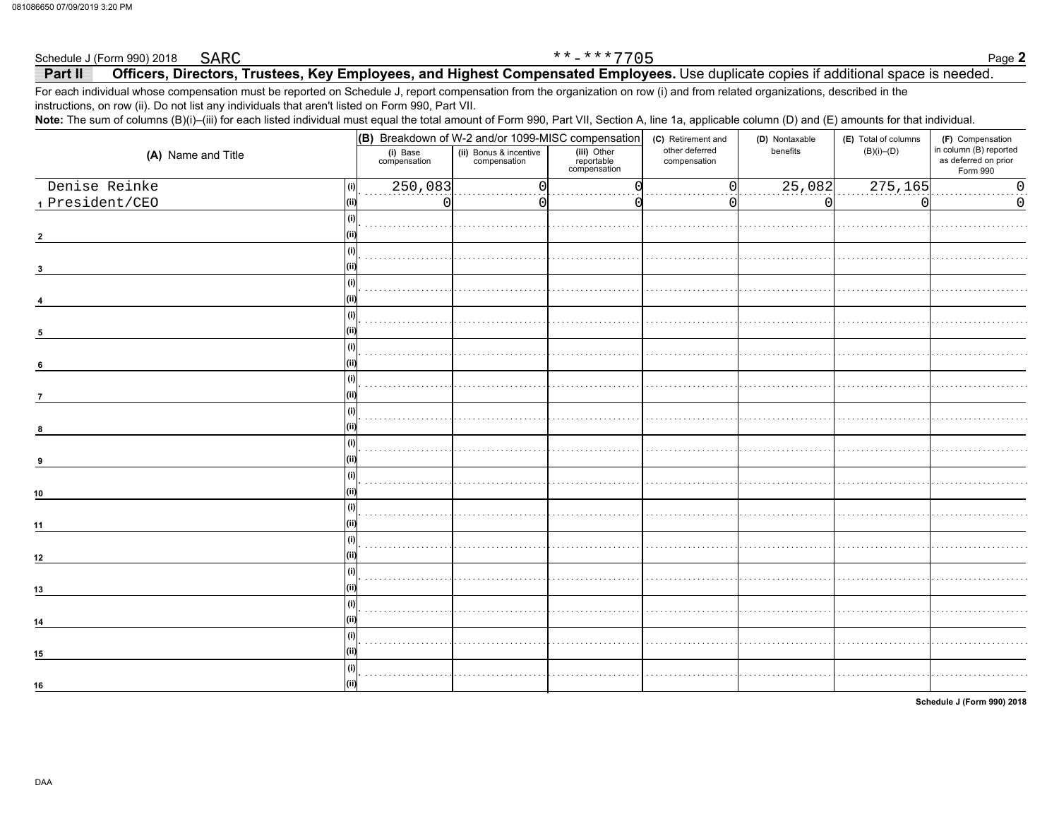Schedule J (Form 990) 2018 SARC **-***7705

## Part II Officers, Directors, Trustees, Key Employees, and Highest Compensated Employees.

Use duplicate copies if additional space is needed.

For each individual whose compensation must be reported on Schedule J, report compensation from the organization on row (i) and from related organizations, described in the instructions, on row (ii). Do not list any individuals that aren't listed on Form 990, Part VII.

**Note:** The sum of columns (B)(i)–(iii) for each listed individual must equal the total amount of Form 990, Part VII, Section A, line 1a, applicable column (D) and (E) amounts for that individual.

| (A) Name and Title | | (B) Breakdown of W-2 and/or 1099-MISC compensation | | | (C) Retirement and other deferred compensation | (D) Nontaxable benefits | (E) Total of columns (B)(i)–(D) | (F) Compensation in column (B) reported as deferred on prior Form 990 |
|---|---|---|---|---|---|---|---|---|
| | | (i) Base compensation | (ii) Bonus & incentive compensation | (iii) Other reportable compensation | | | | |
| 1 Denise Reinke | (i) | 250,083 | 0 | 0 | 0 | 25,082 | 275,165 | 0 |
| President/CEO | (ii) | 0 | 0 | 0 | 0 | 0 | 0 | 0 |
| 2 | (i) | | | | | | | |
| | (ii) | | | | | | | |
| 3 | (i) | | | | | | | |
| | (ii) | | | | | | | |
| 4 | (i) | | | | | | | |
| | (ii) | | | | | | | |
| 5 | (i) | | | | | | | |
| | (ii) | | | | | | | |
| 6 | (i) | | | | | | | |
| | (ii) | | | | | | | |
| 7 | (i) | | | | | | | |
| | (ii) | | | | | | | |
| 8 | (i) | | | | | | | |
| | (ii) | | | | | | | |
| 9 | (i) | | | | | | | |
| | (ii) | | | | | | | |
| 10 | (i) | | | | | | | |
| | (ii) | | | | | | | |
| 11 | (i) | | | | | | | |
| | (ii) | | | | | | | |
| 12 | (i) | | | | | | | |
| | (ii) | | | | | | | |
| 13 | (i) | | | | | | | |
| | (ii) | | | | | | | |
| 14 | (i) | | | | | | | |
| | (ii) | | | | | | | |
| 15 | (i) | | | | | | | |
| | (ii) | | | | | | | |
| 16 | (i) | | | | | | | |
| | (ii) | | | | | | | |

Schedule J (Form 990) 2018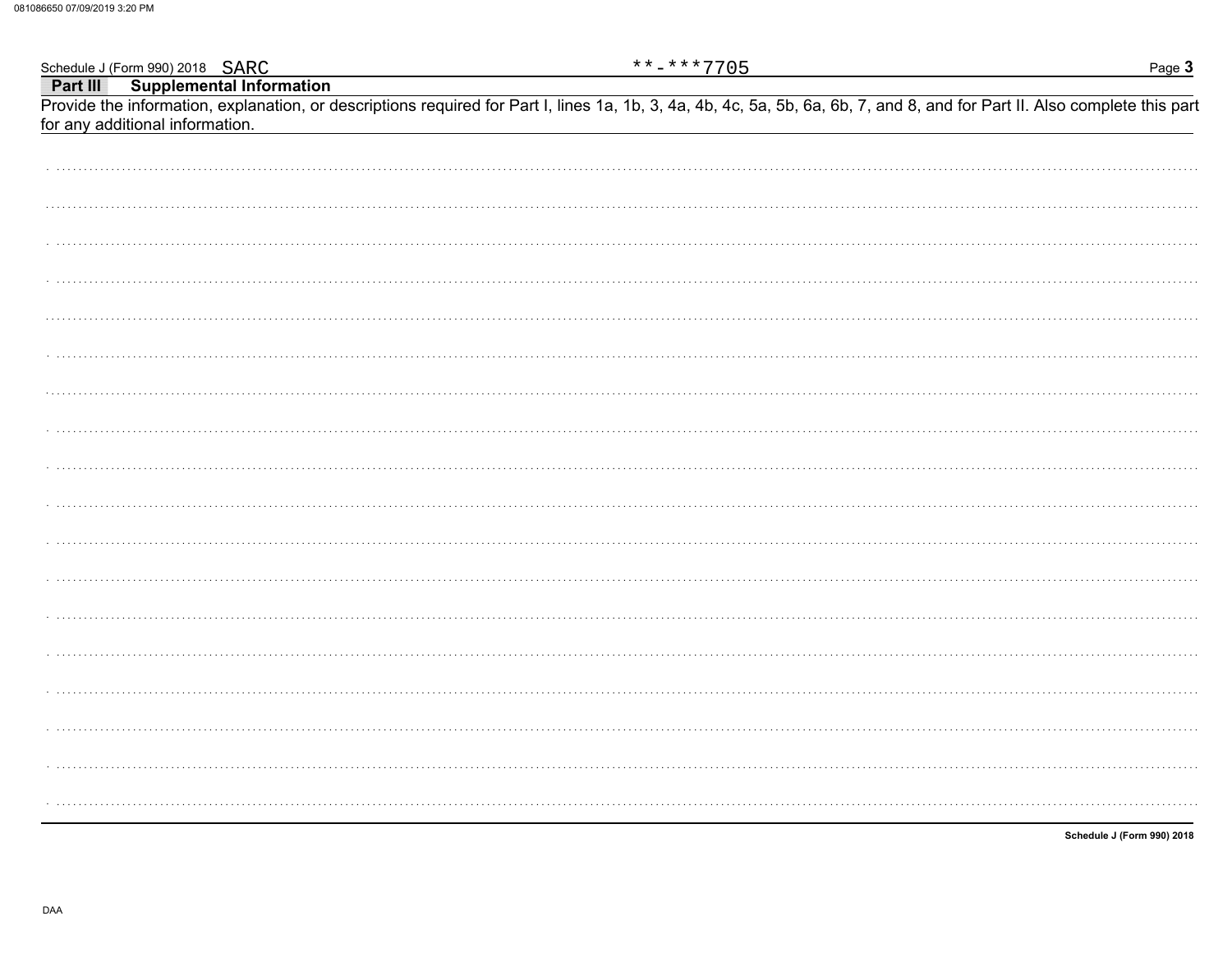Schedule J (Form 990) 2018 SARC **-***7705

## Part III Supplemental Information

Provide the information, explanation, or descriptions required for Part I, lines 1a, 1b, 3, 4a, 4b, 4c, 5a, 5b, 6a, 6b, 7, and 8, and for Part II. Also complete this part for any additional information.

Schedule J (Form 990) 2018

DAA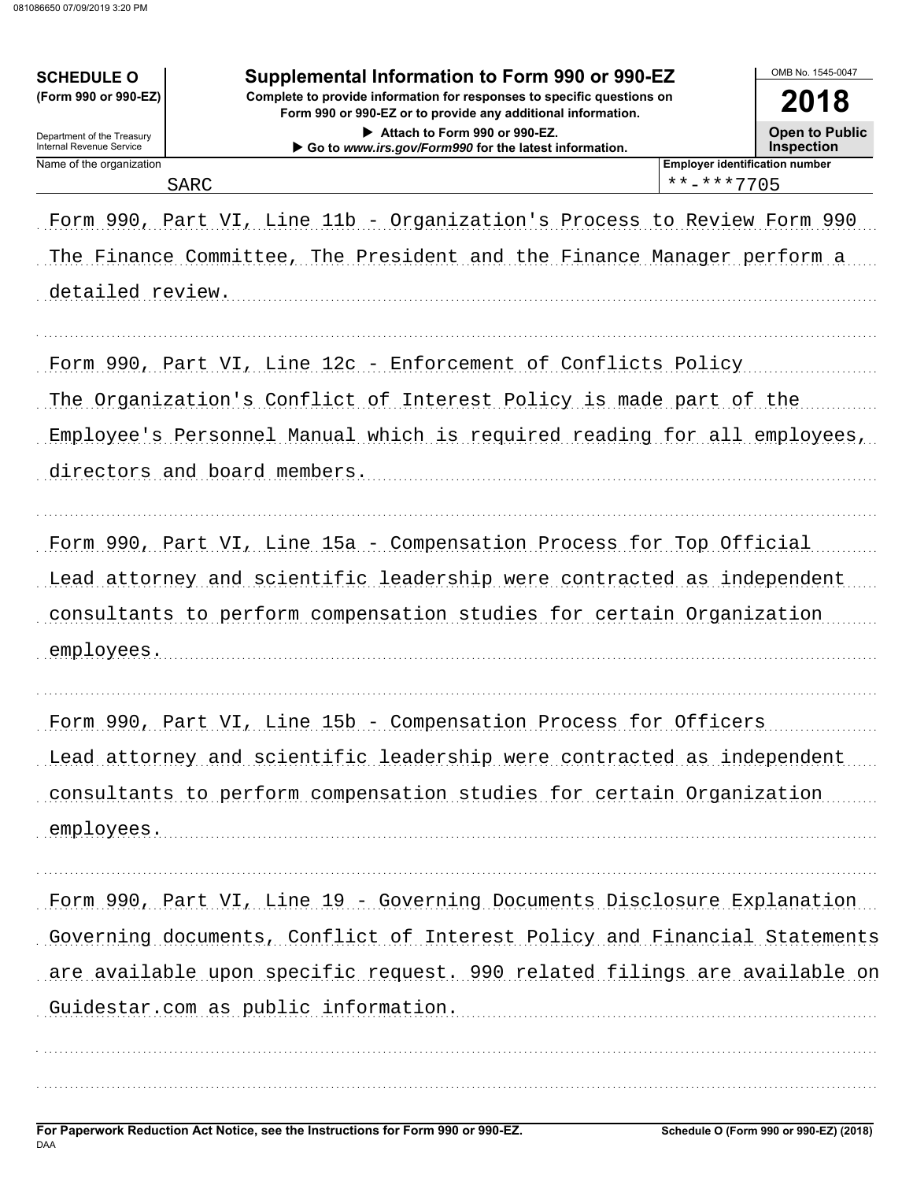**SCHEDULE O**
**(Form 990 or 990-EZ)**

Department of the Treasury
Internal Revenue Service

# Supplemental Information to Form 990 or 990-EZ

**Complete to provide information for responses to specific questions on Form 990 or 990-EZ or to provide any additional information.**

▶ **Attach to Form 990 or 990-EZ.**

▶ **Go to *www.irs.gov/Form990* for the latest information.**

OMB No. 1545-0047

**2018**

**Open to Public Inspection**

| Name of the organization | Employer identification number |
|---|---|
| SARC | \*\*-\*\*\*7705 |

Form 990, Part VI, Line 11b - Organization's Process to Review Form 990

The Finance Committee, The President and the Finance Manager perform a detailed review.

Form 990, Part VI, Line 12c - Enforcement of Conflicts Policy

The Organization's Conflict of Interest Policy is made part of the Employee's Personnel Manual which is required reading for all employees, directors and board members.

Form 990, Part VI, Line 15a - Compensation Process for Top Official

Lead attorney and scientific leadership were contracted as independent consultants to perform compensation studies for certain Organization employees.

Form 990, Part VI, Line 15b - Compensation Process for Officers

Lead attorney and scientific leadership were contracted as independent consultants to perform compensation studies for certain Organization employees.

Form 990, Part VI, Line 19 - Governing Documents Disclosure Explanation

Governing documents, Conflict of Interest Policy and Financial Statements are available upon specific request. 990 related filings are available on Guidestar.com as public information.

**For Paperwork Reduction Act Notice, see the Instructions for Form 990 or 990-EZ.**
DAA

**Schedule O (Form 990 or 990-EZ) (2018)**